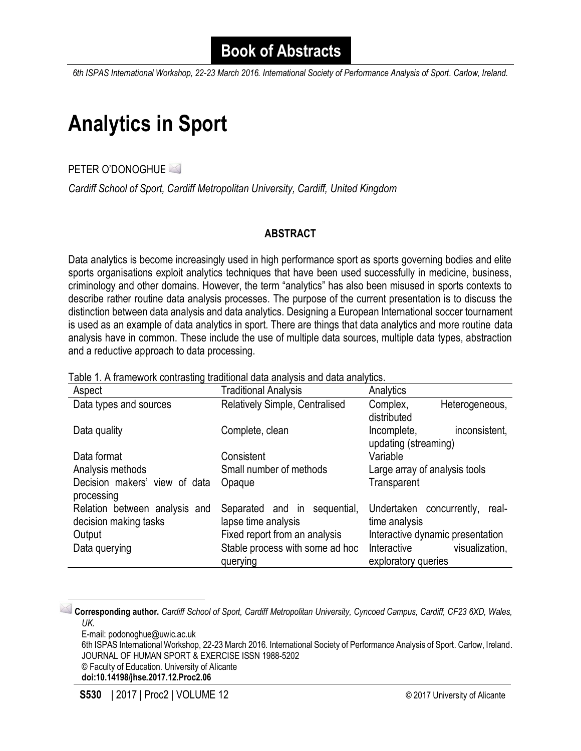# Book of Abstracts

*6th ISPAS International Workshop, 22-23 March 2016. International Society of Performance Analysis of Sport. Carlow, Ireland.*

# Analytics in Sport

PETER O'DONOGHUE

*Cardiff School of Sport, Cardiff Metropolitan University, Cardiff, United Kingdom*

## ABSTRACT

Data analytics is become increasingly used in high performance sport as sports governing bodies and elite sports organisations exploit analytics techniques that have been used successfully in medicine, business, criminology and other domains. However, the term "analytics" has also been misused in sports contexts to describe rather routine data analysis processes. The purpose of the current presentation is to discuss the distinction between data analysis and data analytics. Designing a European International soccer tournament is used as an example of data analytics in sport. There are things that data analytics and more routine data analysis have in common. These include the use of multiple data sources, multiple data types, abstraction and a reductive approach to data processing.

Table 1. A framework contrasting traditional data analysis and data analytics.

| Aspect | Traditional Analysis | Analytics |
| --- | --- | --- |
| Data types and sources | Relatively Simple, Centralised | Complex, Heterogeneous, distributed |
| Data quality | Complete, clean | Incomplete, inconsistent, updating (streaming) |
| Data format | Consistent | Variable |
| Analysis methods | Small number of methods | Large array of analysis tools |
| Decision makers' view of data processing | Opaque | Transparent |
| Relation between analysis and decision making tasks | Separated and in sequential, lapse time analysis | Undertaken concurrently, real-time analysis |
| Output | Fixed report from an analysis | Interactive dynamic presentation |
| Data querying | Stable process with some ad hoc querying | Interactive visualization, exploratory queries |

---

**Corresponding author.** *Cardiff School of Sport, Cardiff Metropolitan University, Cyncoed Campus, Cardiff, CF23 6XD, Wales, UK.*
E-mail: podonoghue@uwic.ac.uk
6th ISPAS International Workshop, 22-23 March 2016. International Society of Performance Analysis of Sport. Carlow, Ireland.
JOURNAL OF HUMAN SPORT & EXERCISE ISSN 1988-5202
© Faculty of Education. University of Alicante
**doi:10.14198/jhse.2017.12.Proc2.06**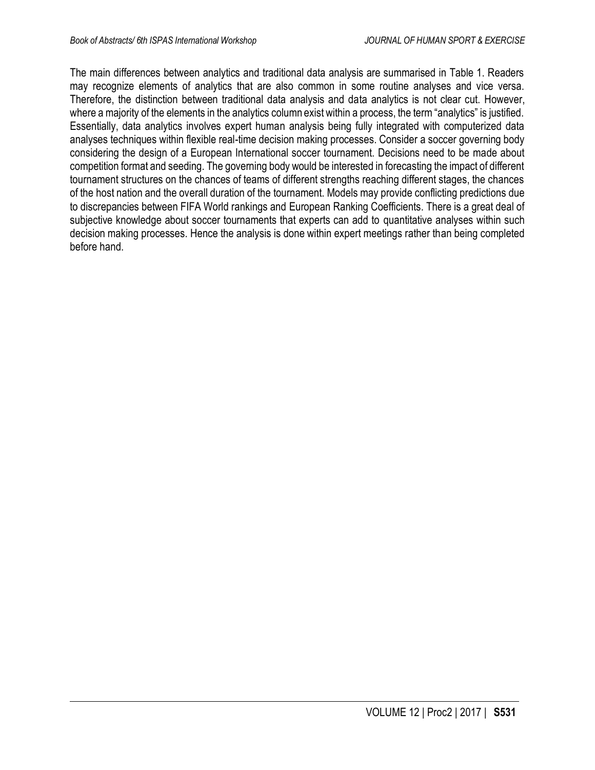The main differences between analytics and traditional data analysis are summarised in Table 1. Readers may recognize elements of analytics that are also common in some routine analyses and vice versa. Therefore, the distinction between traditional data analysis and data analytics is not clear cut. However, where a majority of the elements in the analytics column exist within a process, the term "analytics" is justified. Essentially, data analytics involves expert human analysis being fully integrated with computerized data analyses techniques within flexible real-time decision making processes. Consider a soccer governing body considering the design of a European International soccer tournament. Decisions need to be made about competition format and seeding. The governing body would be interested in forecasting the impact of different tournament structures on the chances of teams of different strengths reaching different stages, the chances of the host nation and the overall duration of the tournament. Models may provide conflicting predictions due to discrepancies between FIFA World rankings and European Ranking Coefficients. There is a great deal of subjective knowledge about soccer tournaments that experts can add to quantitative analyses within such decision making processes. Hence the analysis is done within expert meetings rather than being completed before hand.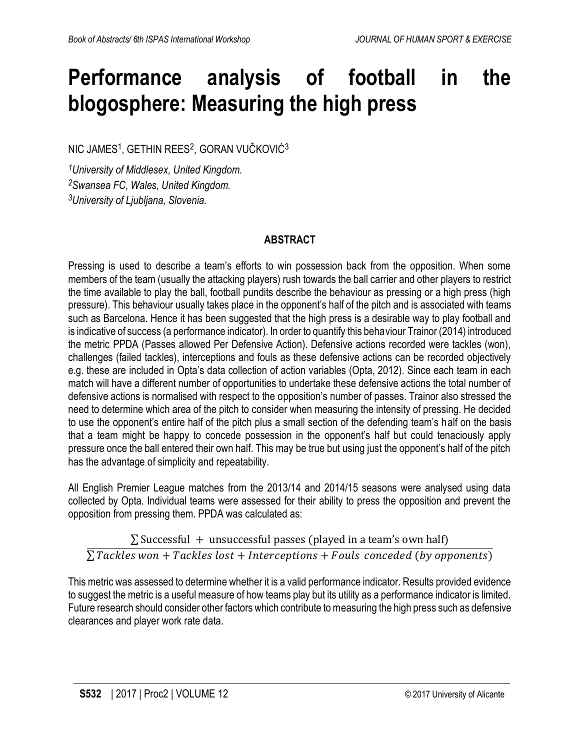# Performance analysis of football in the blogosphere: Measuring the high press

NIC JAMES[1], GETHIN REES[2], GORAN VUČKOVIĆ[3]

[1]*University of Middlesex, United Kingdom.*
[2]*Swansea FC, Wales, United Kingdom.*
[3]*University of Ljubljana, Slovenia.*

## ABSTRACT

Pressing is used to describe a team's efforts to win possession back from the opposition. When some members of the team (usually the attacking players) rush towards the ball carrier and other players to restrict the time available to play the ball, football pundits describe the behaviour as pressing or a high press (high pressure). This behaviour usually takes place in the opponent's half of the pitch and is associated with teams such as Barcelona. Hence it has been suggested that the high press is a desirable way to play football and is indicative of success (a performance indicator). In order to quantify this behaviour Trainor (2014) introduced the metric PPDA (Passes allowed Per Defensive Action). Defensive actions recorded were tackles (won), challenges (failed tackles), interceptions and fouls as these defensive actions can be recorded objectively e.g. these are included in Opta's data collection of action variables (Opta, 2012). Since each team in each match will have a different number of opportunities to undertake these defensive actions the total number of defensive actions is normalised with respect to the opposition's number of passes. Trainor also stressed the need to determine which area of the pitch to consider when measuring the intensity of pressing. He decided to use the opponent's entire half of the pitch plus a small section of the defending team's half on the basis that a team might be happy to concede possession in the opponent's half but could tenaciously apply pressure once the ball entered their own half. This may be true but using just the opponent's half of the pitch has the advantage of simplicity and repeatability.

All English Premier League matches from the 2013/14 and 2014/15 seasons were analysed using data collected by Opta. Individual teams were assessed for their ability to press the opposition and prevent the opposition from pressing them. PPDA was calculated as:

$$\frac{\sum \text{Successful } + \text{ unsuccessful passes (played in a team's own half)}}{\sum Tackles\ won + Tackles\ lost + Interceptions + Fouls\ conceded\ (by\ opponents)}$$

This metric was assessed to determine whether it is a valid performance indicator. Results provided evidence to suggest the metric is a useful measure of how teams play but its utility as a performance indicator is limited. Future research should consider other factors which contribute to measuring the high press such as defensive clearances and player work rate data.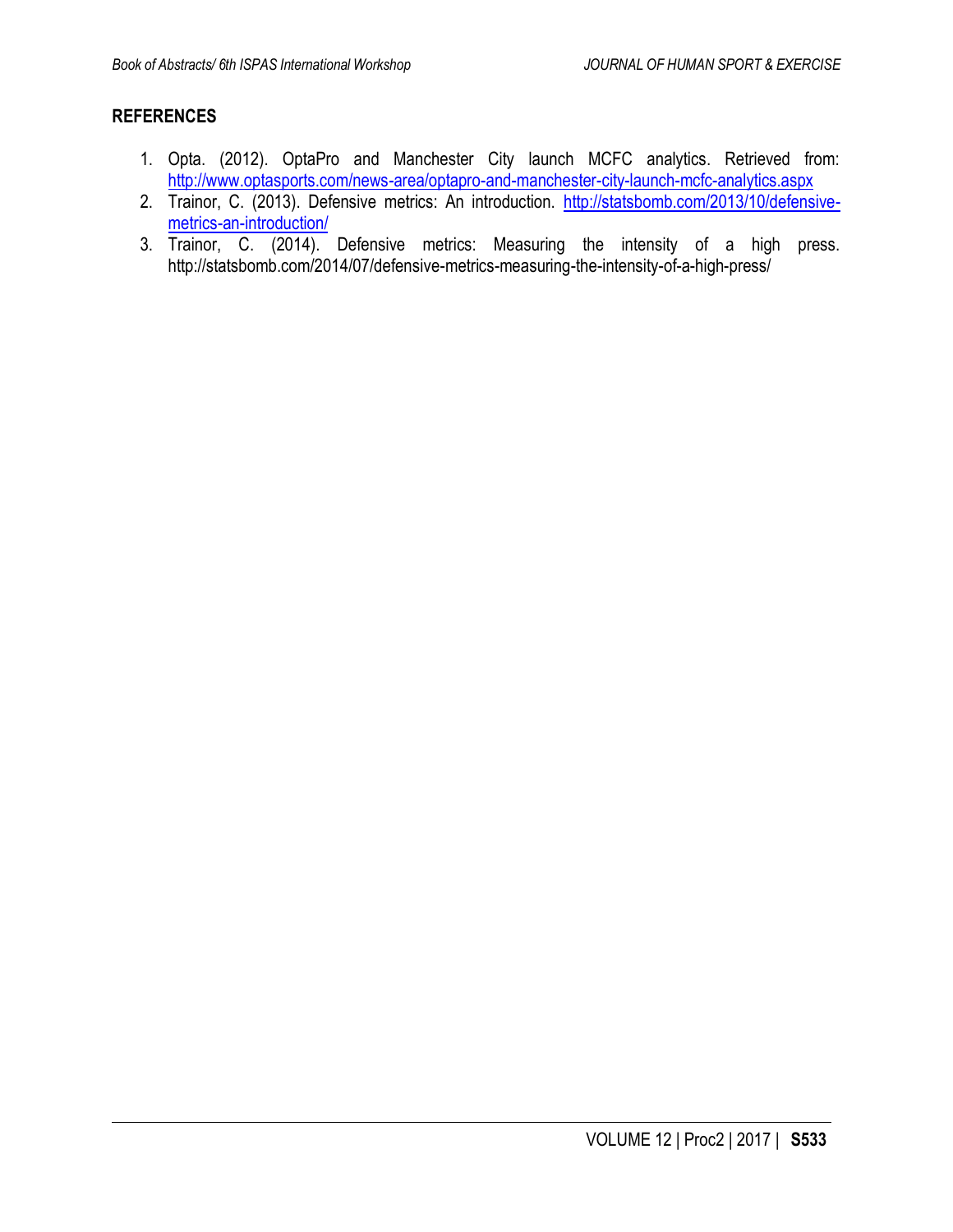## REFERENCES

1. Opta. (2012). OptaPro and Manchester City launch MCFC analytics. Retrieved from: http://www.optasports.com/news-area/optapro-and-manchester-city-launch-mcfc-analytics.aspx
2. Trainor, C. (2013). Defensive metrics: An introduction. http://statsbomb.com/2013/10/defensive-metrics-an-introduction/
3. Trainor, C. (2014). Defensive metrics: Measuring the intensity of a high press. http://statsbomb.com/2014/07/defensive-metrics-measuring-the-intensity-of-a-high-press/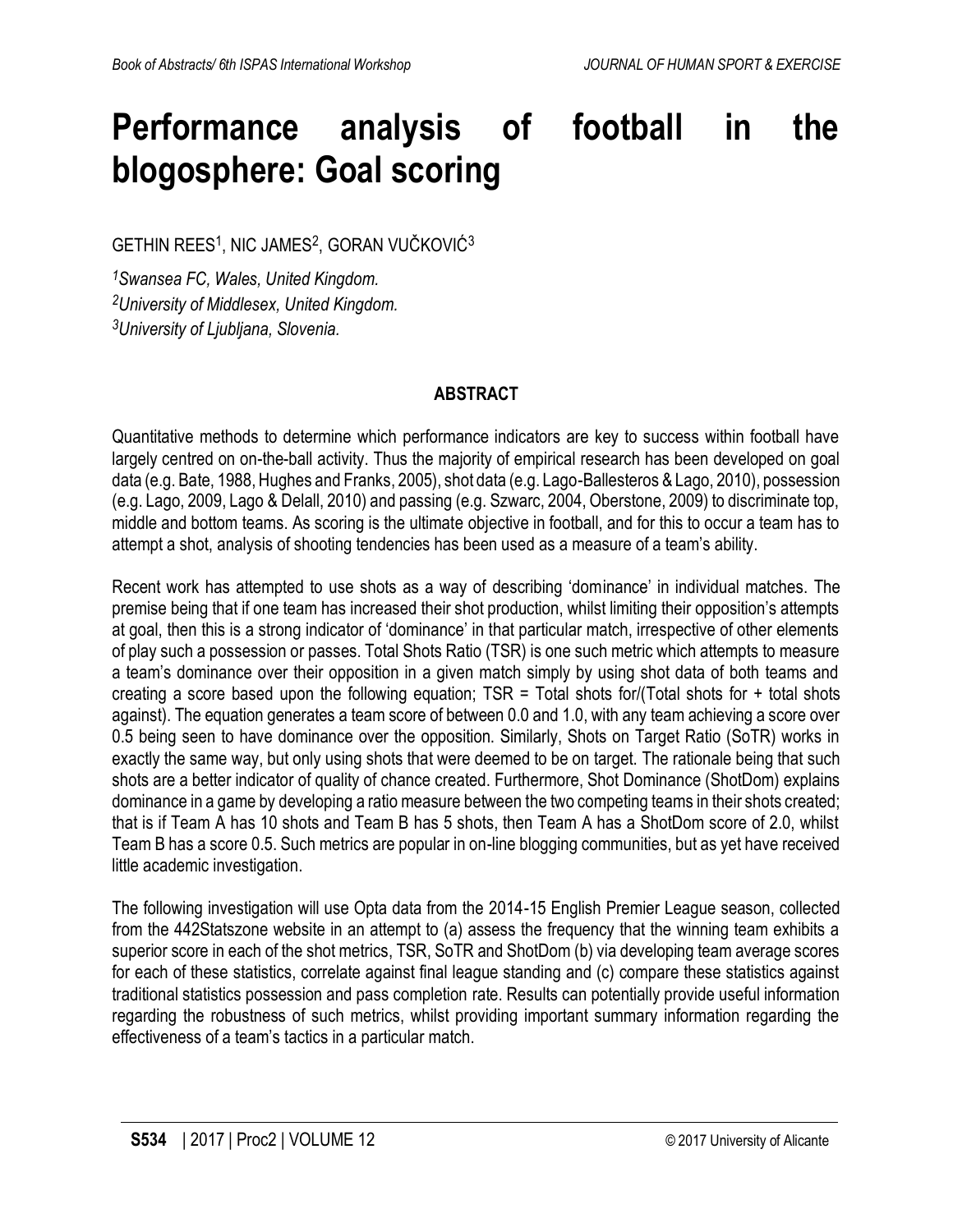# Performance analysis of football in the blogosphere: Goal scoring

GETHIN REES[1], NIC JAMES[2], GORAN VUČKOVIĆ[3]

[1]*Swansea FC, Wales, United Kingdom.*
[2]*University of Middlesex, United Kingdom.*
[3]*University of Ljubljana, Slovenia.*

## ABSTRACT

Quantitative methods to determine which performance indicators are key to success within football have largely centred on on-the-ball activity. Thus the majority of empirical research has been developed on goal data (e.g. Bate, 1988, Hughes and Franks, 2005), shot data (e.g. Lago-Ballesteros & Lago, 2010), possession (e.g. Lago, 2009, Lago & Delall, 2010) and passing (e.g. Szwarc, 2004, Oberstone, 2009) to discriminate top, middle and bottom teams. As scoring is the ultimate objective in football, and for this to occur a team has to attempt a shot, analysis of shooting tendencies has been used as a measure of a team's ability.

Recent work has attempted to use shots as a way of describing 'dominance' in individual matches. The premise being that if one team has increased their shot production, whilst limiting their opposition's attempts at goal, then this is a strong indicator of 'dominance' in that particular match, irrespective of other elements of play such a possession or passes. Total Shots Ratio (TSR) is one such metric which attempts to measure a team's dominance over their opposition in a given match simply by using shot data of both teams and creating a score based upon the following equation; TSR = Total shots for/(Total shots for + total shots against). The equation generates a team score of between 0.0 and 1.0, with any team achieving a score over 0.5 being seen to have dominance over the opposition. Similarly, Shots on Target Ratio (SoTR) works in exactly the same way, but only using shots that were deemed to be on target. The rationale being that such shots are a better indicator of quality of chance created. Furthermore, Shot Dominance (ShotDom) explains dominance in a game by developing a ratio measure between the two competing teams in their shots created; that is if Team A has 10 shots and Team B has 5 shots, then Team A has a ShotDom score of 2.0, whilst Team B has a score 0.5. Such metrics are popular in on-line blogging communities, but as yet have received little academic investigation.

The following investigation will use Opta data from the 2014-15 English Premier League season, collected from the 442Statszone website in an attempt to (a) assess the frequency that the winning team exhibits a superior score in each of the shot metrics, TSR, SoTR and ShotDom (b) via developing team average scores for each of these statistics, correlate against final league standing and (c) compare these statistics against traditional statistics possession and pass completion rate. Results can potentially provide useful information regarding the robustness of such metrics, whilst providing important summary information regarding the effectiveness of a team's tactics in a particular match.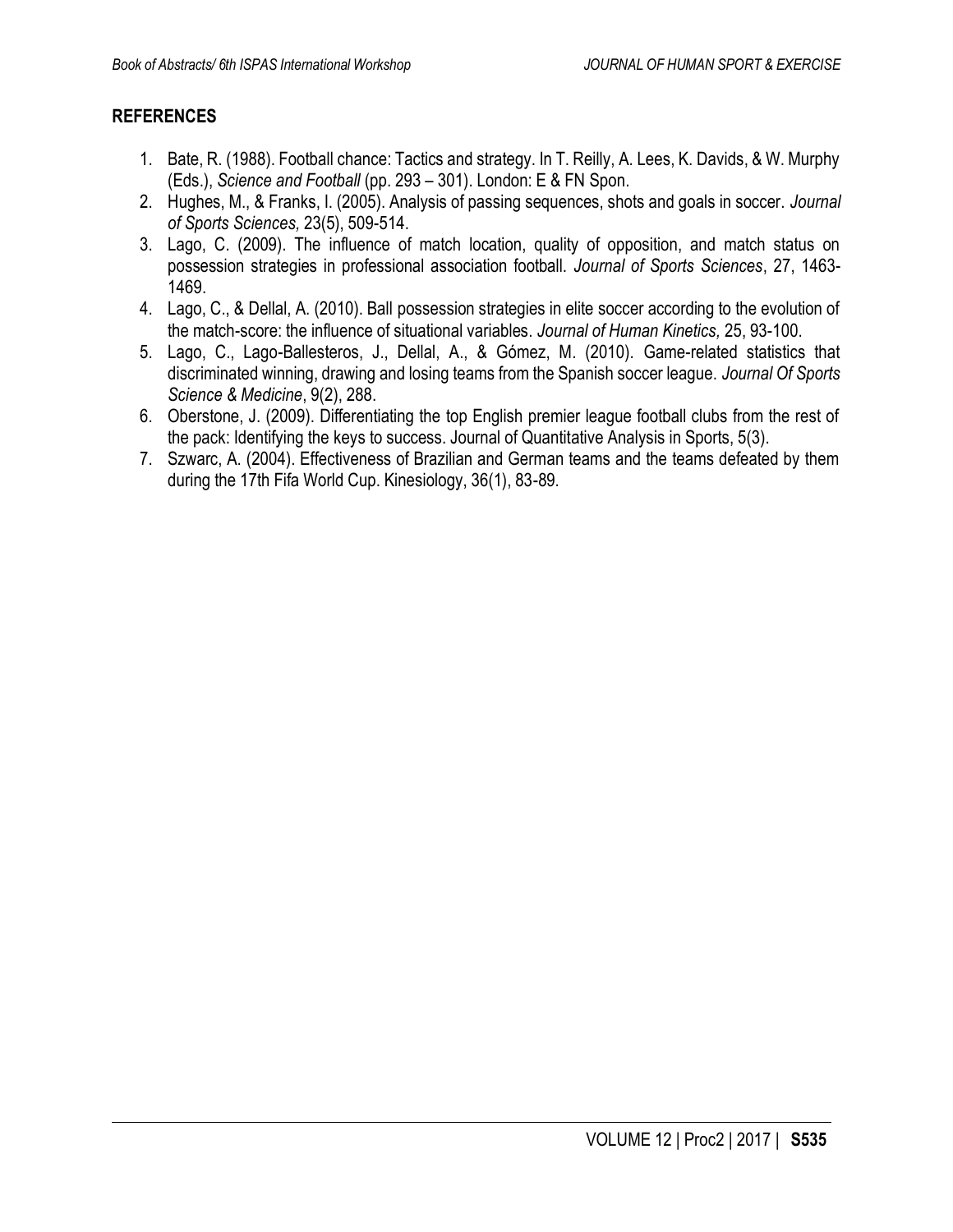## REFERENCES

1. Bate, R. (1988). Football chance: Tactics and strategy. In T. Reilly, A. Lees, K. Davids, & W. Murphy (Eds.), *Science and Football* (pp. 293 – 301). London: E & FN Spon.
2. Hughes, M., & Franks, I. (2005). Analysis of passing sequences, shots and goals in soccer. *Journal of Sports Sciences,* 23(5), 509-514.
3. Lago, C. (2009). The influence of match location, quality of opposition, and match status on possession strategies in professional association football. *Journal of Sports Sciences*, 27, 1463-1469.
4. Lago, C., & Dellal, A. (2010). Ball possession strategies in elite soccer according to the evolution of the match-score: the influence of situational variables. *Journal of Human Kinetics,* 25, 93-100.
5. Lago, C., Lago-Ballesteros, J., Dellal, A., & Gómez, M. (2010). Game-related statistics that discriminated winning, drawing and losing teams from the Spanish soccer league. *Journal Of Sports Science & Medicine*, 9(2), 288.
6. Oberstone, J. (2009). Differentiating the top English premier league football clubs from the rest of the pack: Identifying the keys to success. Journal of Quantitative Analysis in Sports, 5(3).
7. Szwarc, A. (2004). Effectiveness of Brazilian and German teams and the teams defeated by them during the 17th Fifa World Cup. Kinesiology, 36(1), 83-89.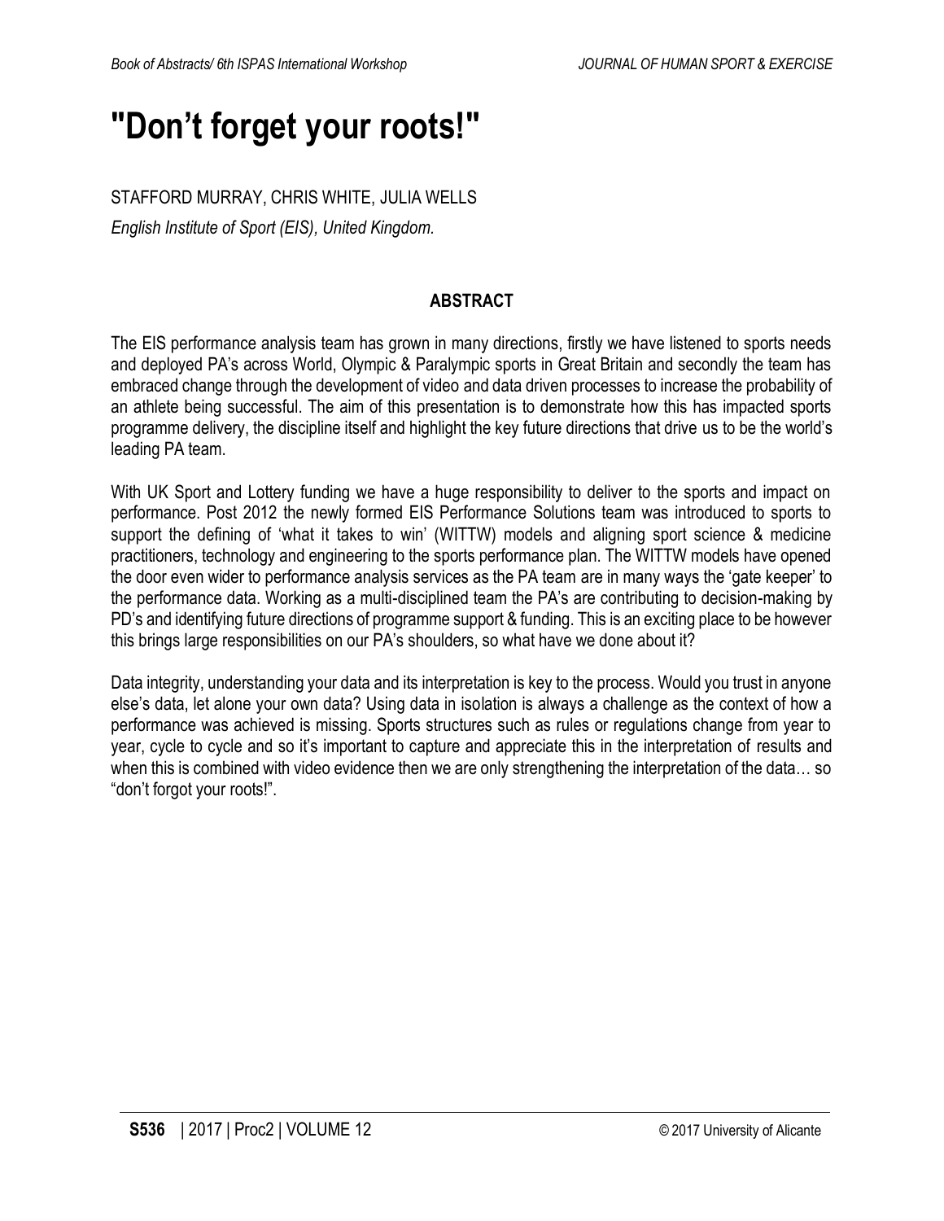# "Don't forget your roots!"

STAFFORD MURRAY, CHRIS WHITE, JULIA WELLS

*English Institute of Sport (EIS), United Kingdom.*

## ABSTRACT

The EIS performance analysis team has grown in many directions, firstly we have listened to sports needs and deployed PA's across World, Olympic & Paralympic sports in Great Britain and secondly the team has embraced change through the development of video and data driven processes to increase the probability of an athlete being successful. The aim of this presentation is to demonstrate how this has impacted sports programme delivery, the discipline itself and highlight the key future directions that drive us to be the world's leading PA team.

With UK Sport and Lottery funding we have a huge responsibility to deliver to the sports and impact on performance. Post 2012 the newly formed EIS Performance Solutions team was introduced to sports to support the defining of 'what it takes to win' (WITTW) models and aligning sport science & medicine practitioners, technology and engineering to the sports performance plan. The WITTW models have opened the door even wider to performance analysis services as the PA team are in many ways the 'gate keeper' to the performance data. Working as a multi-disciplined team the PA's are contributing to decision-making by PD's and identifying future directions of programme support & funding. This is an exciting place to be however this brings large responsibilities on our PA's shoulders, so what have we done about it?

Data integrity, understanding your data and its interpretation is key to the process. Would you trust in anyone else's data, let alone your own data? Using data in isolation is always a challenge as the context of how a performance was achieved is missing. Sports structures such as rules or regulations change from year to year, cycle to cycle and so it's important to capture and appreciate this in the interpretation of results and when this is combined with video evidence then we are only strengthening the interpretation of the data… so "don't forgot your roots!".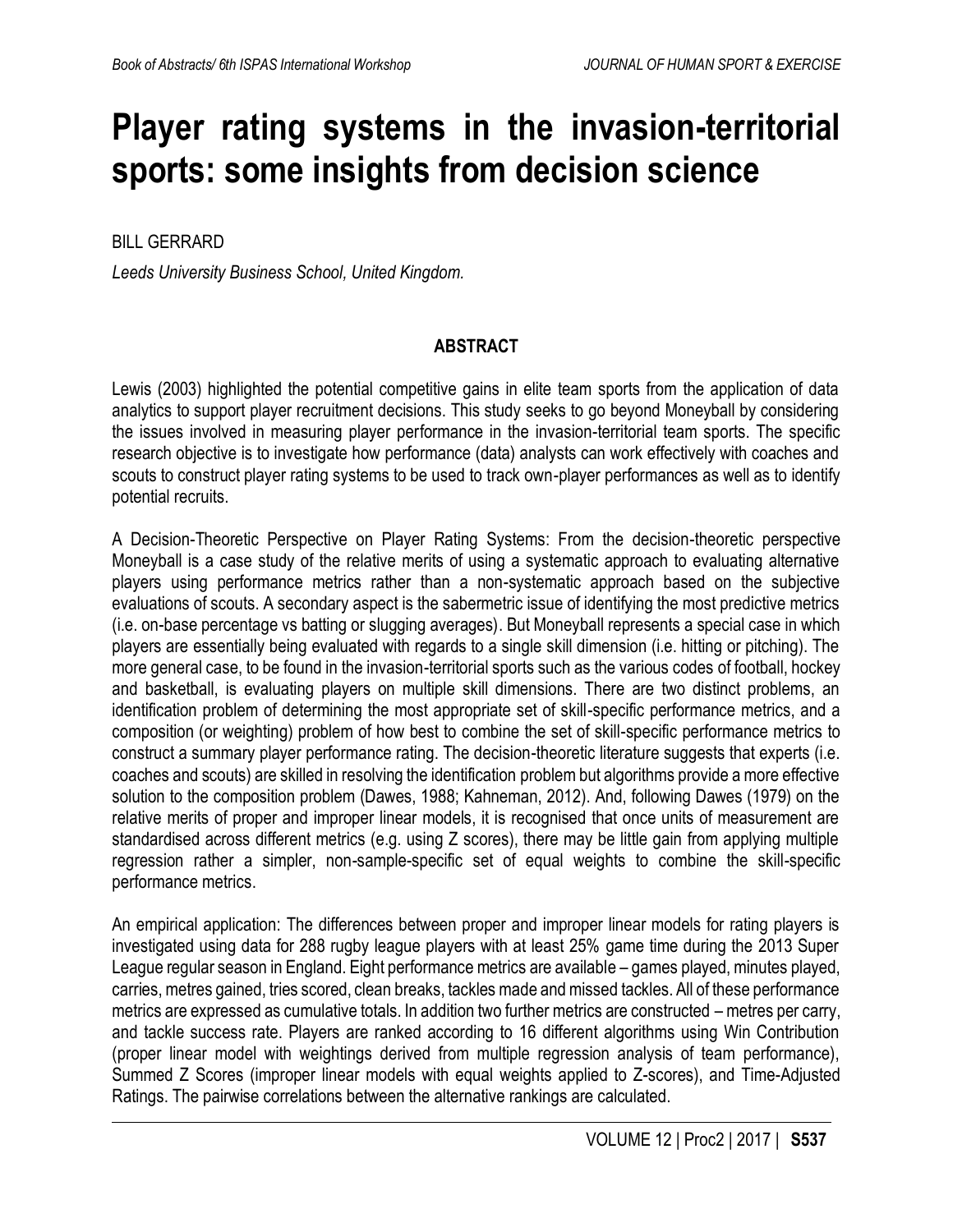# Player rating systems in the invasion-territorial sports: some insights from decision science

BILL GERRARD

*Leeds University Business School, United Kingdom.*

## ABSTRACT

Lewis (2003) highlighted the potential competitive gains in elite team sports from the application of data analytics to support player recruitment decisions. This study seeks to go beyond Moneyball by considering the issues involved in measuring player performance in the invasion-territorial team sports. The specific research objective is to investigate how performance (data) analysts can work effectively with coaches and scouts to construct player rating systems to be used to track own-player performances as well as to identify potential recruits.

A Decision-Theoretic Perspective on Player Rating Systems: From the decision-theoretic perspective Moneyball is a case study of the relative merits of using a systematic approach to evaluating alternative players using performance metrics rather than a non-systematic approach based on the subjective evaluations of scouts. A secondary aspect is the sabermetric issue of identifying the most predictive metrics (i.e. on-base percentage vs batting or slugging averages). But Moneyball represents a special case in which players are essentially being evaluated with regards to a single skill dimension (i.e. hitting or pitching). The more general case, to be found in the invasion-territorial sports such as the various codes of football, hockey and basketball, is evaluating players on multiple skill dimensions. There are two distinct problems, an identification problem of determining the most appropriate set of skill-specific performance metrics, and a composition (or weighting) problem of how best to combine the set of skill-specific performance metrics to construct a summary player performance rating. The decision-theoretic literature suggests that experts (i.e. coaches and scouts) are skilled in resolving the identification problem but algorithms provide a more effective solution to the composition problem (Dawes, 1988; Kahneman, 2012). And, following Dawes (1979) on the relative merits of proper and improper linear models, it is recognised that once units of measurement are standardised across different metrics (e.g. using Z scores), there may be little gain from applying multiple regression rather a simpler, non-sample-specific set of equal weights to combine the skill-specific performance metrics.

An empirical application: The differences between proper and improper linear models for rating players is investigated using data for 288 rugby league players with at least 25% game time during the 2013 Super League regular season in England. Eight performance metrics are available – games played, minutes played, carries, metres gained, tries scored, clean breaks, tackles made and missed tackles. All of these performance metrics are expressed as cumulative totals. In addition two further metrics are constructed – metres per carry, and tackle success rate. Players are ranked according to 16 different algorithms using Win Contribution (proper linear model with weightings derived from multiple regression analysis of team performance), Summed Z Scores (improper linear models with equal weights applied to Z-scores), and Time-Adjusted Ratings. The pairwise correlations between the alternative rankings are calculated.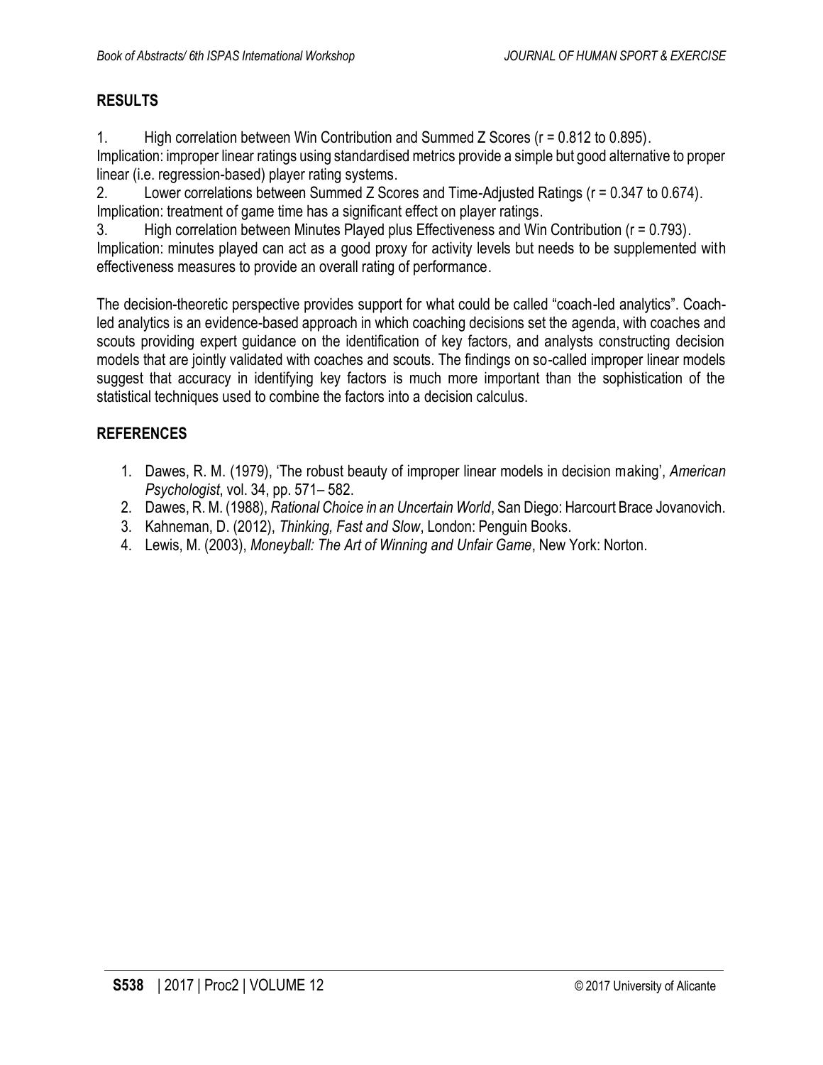## RESULTS

1. High correlation between Win Contribution and Summed Z Scores ($r = 0.812$ to $0.895$).

Implication: improper linear ratings using standardised metrics provide a simple but good alternative to proper linear (i.e. regression-based) player rating systems.

2. Lower correlations between Summed Z Scores and Time-Adjusted Ratings ($r = 0.347$ to $0.674$).

Implication: treatment of game time has a significant effect on player ratings.

3. High correlation between Minutes Played plus Effectiveness and Win Contribution ($r = 0.793$).

Implication: minutes played can act as a good proxy for activity levels but needs to be supplemented with effectiveness measures to provide an overall rating of performance.

The decision-theoretic perspective provides support for what could be called "coach-led analytics". Coach-led analytics is an evidence-based approach in which coaching decisions set the agenda, with coaches and scouts providing expert guidance on the identification of key factors, and analysts constructing decision models that are jointly validated with coaches and scouts. The findings on so-called improper linear models suggest that accuracy in identifying key factors is much more important than the sophistication of the statistical techniques used to combine the factors into a decision calculus.

## REFERENCES

1. Dawes, R. M. (1979), 'The robust beauty of improper linear models in decision making', *American Psychologist*, vol. 34, pp. 571– 582.
2. Dawes, R. M. (1988), *Rational Choice in an Uncertain World*, San Diego: Harcourt Brace Jovanovich.
3. Kahneman, D. (2012), *Thinking, Fast and Slow*, London: Penguin Books.
4. Lewis, M. (2003), *Moneyball: The Art of Winning and Unfair Game*, New York: Norton.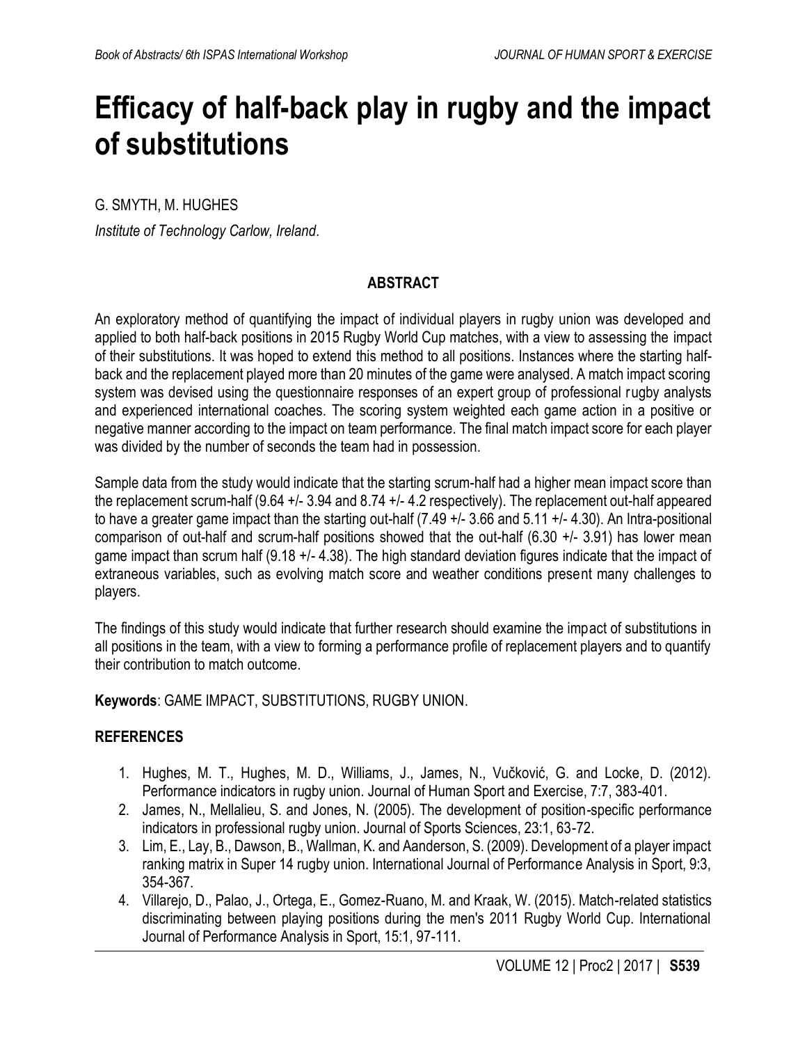# Efficacy of half-back play in rugby and the impact of substitutions

G. SMYTH, M. HUGHES

*Institute of Technology Carlow, Ireland.*

## ABSTRACT

An exploratory method of quantifying the impact of individual players in rugby union was developed and applied to both half-back positions in 2015 Rugby World Cup matches, with a view to assessing the impact of their substitutions. It was hoped to extend this method to all positions. Instances where the starting half-back and the replacement played more than 20 minutes of the game were analysed. A match impact scoring system was devised using the questionnaire responses of an expert group of professional rugby analysts and experienced international coaches. The scoring system weighted each game action in a positive or negative manner according to the impact on team performance. The final match impact score for each player was divided by the number of seconds the team had in possession.

Sample data from the study would indicate that the starting scrum-half had a higher mean impact score than the replacement scrum-half (9.64 +/- 3.94 and 8.74 +/- 4.2 respectively). The replacement out-half appeared to have a greater game impact than the starting out-half (7.49 +/- 3.66 and 5.11 +/- 4.30). An Intra-positional comparison of out-half and scrum-half positions showed that the out-half (6.30 +/- 3.91) has lower mean game impact than scrum half (9.18 +/- 4.38). The high standard deviation figures indicate that the impact of extraneous variables, such as evolving match score and weather conditions present many challenges to players.

The findings of this study would indicate that further research should examine the impact of substitutions in all positions in the team, with a view to forming a performance profile of replacement players and to quantify their contribution to match outcome.

**Keywords**: GAME IMPACT, SUBSTITUTIONS, RUGBY UNION.

## REFERENCES

1. Hughes, M. T., Hughes, M. D., Williams, J., James, N., Vučković, G. and Locke, D. (2012). Performance indicators in rugby union. Journal of Human Sport and Exercise, 7:7, 383-401.
2. James, N., Mellalieu, S. and Jones, N. (2005). The development of position-specific performance indicators in professional rugby union. Journal of Sports Sciences, 23:1, 63-72.
3. Lim, E., Lay, B., Dawson, B., Wallman, K. and Aanderson, S. (2009). Development of a player impact ranking matrix in Super 14 rugby union. International Journal of Performance Analysis in Sport, 9:3, 354-367.
4. Villarejo, D., Palao, J., Ortega, E., Gomez-Ruano, M. and Kraak, W. (2015). Match-related statistics discriminating between playing positions during the men's 2011 Rugby World Cup. International Journal of Performance Analysis in Sport, 15:1, 97-111.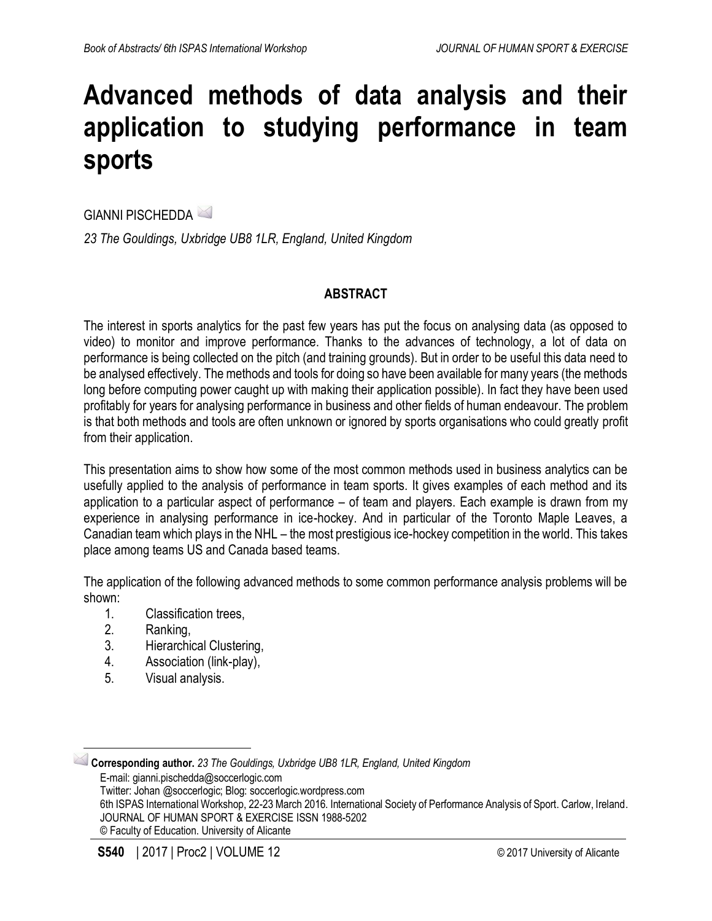# Advanced methods of data analysis and their application to studying performance in team sports

GIANNI PISCHEDDA

*23 The Gouldings, Uxbridge UB8 1LR, England, United Kingdom*

## ABSTRACT

The interest in sports analytics for the past few years has put the focus on analysing data (as opposed to video) to monitor and improve performance. Thanks to the advances of technology, a lot of data on performance is being collected on the pitch (and training grounds). But in order to be useful this data need to be analysed effectively. The methods and tools for doing so have been available for many years (the methods long before computing power caught up with making their application possible). In fact they have been used profitably for years for analysing performance in business and other fields of human endeavour. The problem is that both methods and tools are often unknown or ignored by sports organisations who could greatly profit from their application.

This presentation aims to show how some of the most common methods used in business analytics can be usefully applied to the analysis of performance in team sports. It gives examples of each method and its application to a particular aspect of performance – of team and players. Each example is drawn from my experience in analysing performance in ice-hockey. And in particular of the Toronto Maple Leaves, a Canadian team which plays in the NHL – the most prestigious ice-hockey competition in the world. This takes place among teams US and Canada based teams.

The application of the following advanced methods to some common performance analysis problems will be shown:

1. Classification trees,
2. Ranking,
3. Hierarchical Clustering,
4. Association (link-play),
5. Visual analysis.

---

**Corresponding author.** *23 The Gouldings, Uxbridge UB8 1LR, England, United Kingdom*
E-mail: gianni.pischedda@soccerlogic.com
Twitter: Johan @soccerlogic; Blog: soccerlogic.wordpress.com
6th ISPAS International Workshop, 22-23 March 2016. International Society of Performance Analysis of Sport. Carlow, Ireland.
JOURNAL OF HUMAN SPORT & EXERCISE ISSN 1988-5202
© Faculty of Education. University of Alicante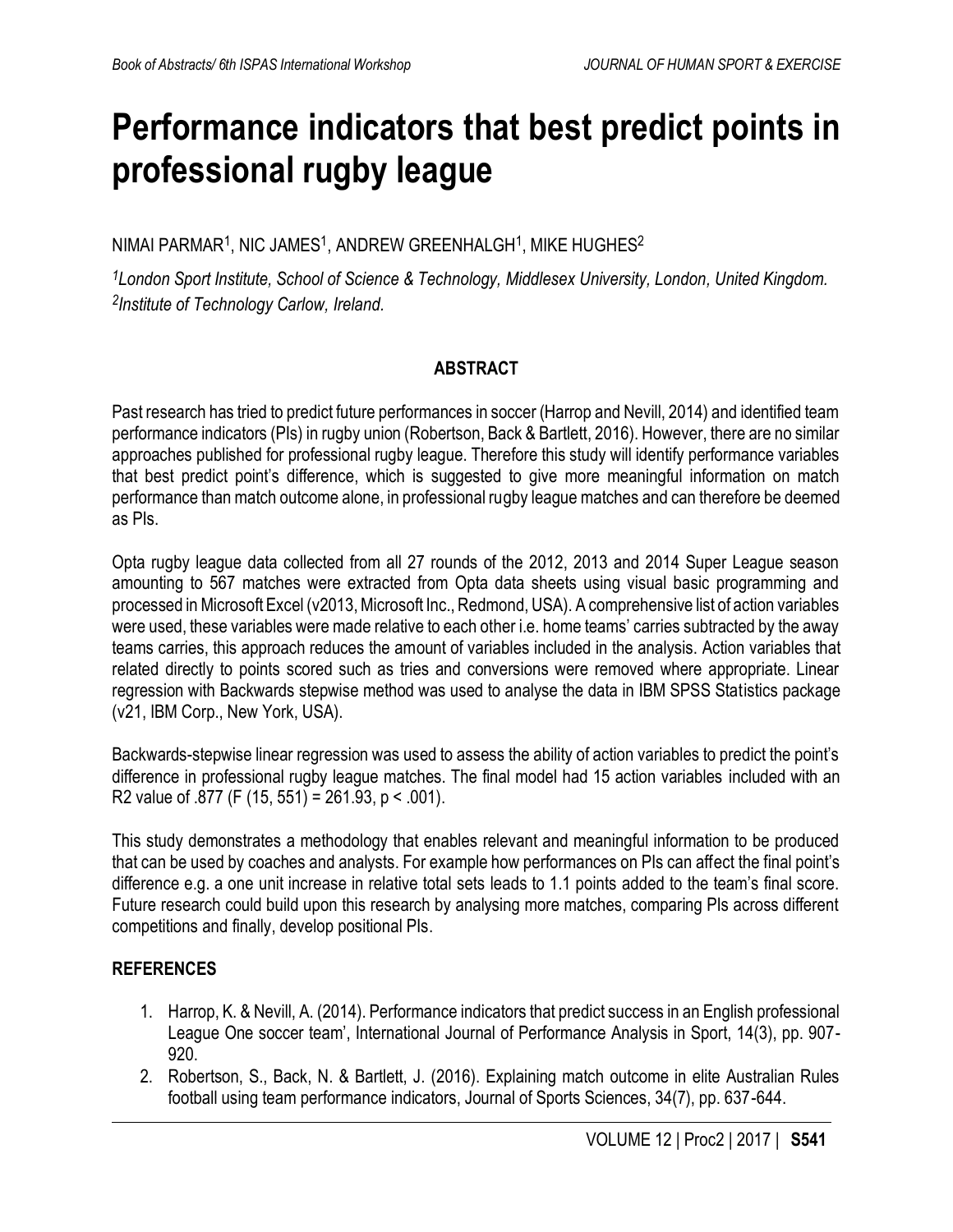# Performance indicators that best predict points in professional rugby league

NIMAI PARMAR[1], NIC JAMES[1], ANDREW GREENHALGH[1], MIKE HUGHES[2]

*[1]London Sport Institute, School of Science & Technology, Middlesex University, London, United Kingdom.*
*[2]Institute of Technology Carlow, Ireland.*

## ABSTRACT

Past research has tried to predict future performances in soccer (Harrop and Nevill, 2014) and identified team performance indicators (PIs) in rugby union (Robertson, Back & Bartlett, 2016). However, there are no similar approaches published for professional rugby league. Therefore this study will identify performance variables that best predict point's difference, which is suggested to give more meaningful information on match performance than match outcome alone, in professional rugby league matches and can therefore be deemed as PIs.

Opta rugby league data collected from all 27 rounds of the 2012, 2013 and 2014 Super League season amounting to 567 matches were extracted from Opta data sheets using visual basic programming and processed in Microsoft Excel (v2013, Microsoft Inc., Redmond, USA). A comprehensive list of action variables were used, these variables were made relative to each other i.e. home teams' carries subtracted by the away teams carries, this approach reduces the amount of variables included in the analysis. Action variables that related directly to points scored such as tries and conversions were removed where appropriate. Linear regression with Backwards stepwise method was used to analyse the data in IBM SPSS Statistics package (v21, IBM Corp., New York, USA).

Backwards-stepwise linear regression was used to assess the ability of action variables to predict the point's difference in professional rugby league matches. The final model had 15 action variables included with an R2 value of .877 ($F(15, 551) = 261.93$, $p < .001$).

This study demonstrates a methodology that enables relevant and meaningful information to be produced that can be used by coaches and analysts. For example how performances on PIs can affect the final point's difference e.g. a one unit increase in relative total sets leads to 1.1 points added to the team's final score. Future research could build upon this research by analysing more matches, comparing PIs across different competitions and finally, develop positional PIs.

## REFERENCES

1. Harrop, K. & Nevill, A. (2014). Performance indicators that predict success in an English professional League One soccer team', International Journal of Performance Analysis in Sport, 14(3), pp. 907-920.
2. Robertson, S., Back, N. & Bartlett, J. (2016). Explaining match outcome in elite Australian Rules football using team performance indicators, Journal of Sports Sciences, 34(7), pp. 637-644.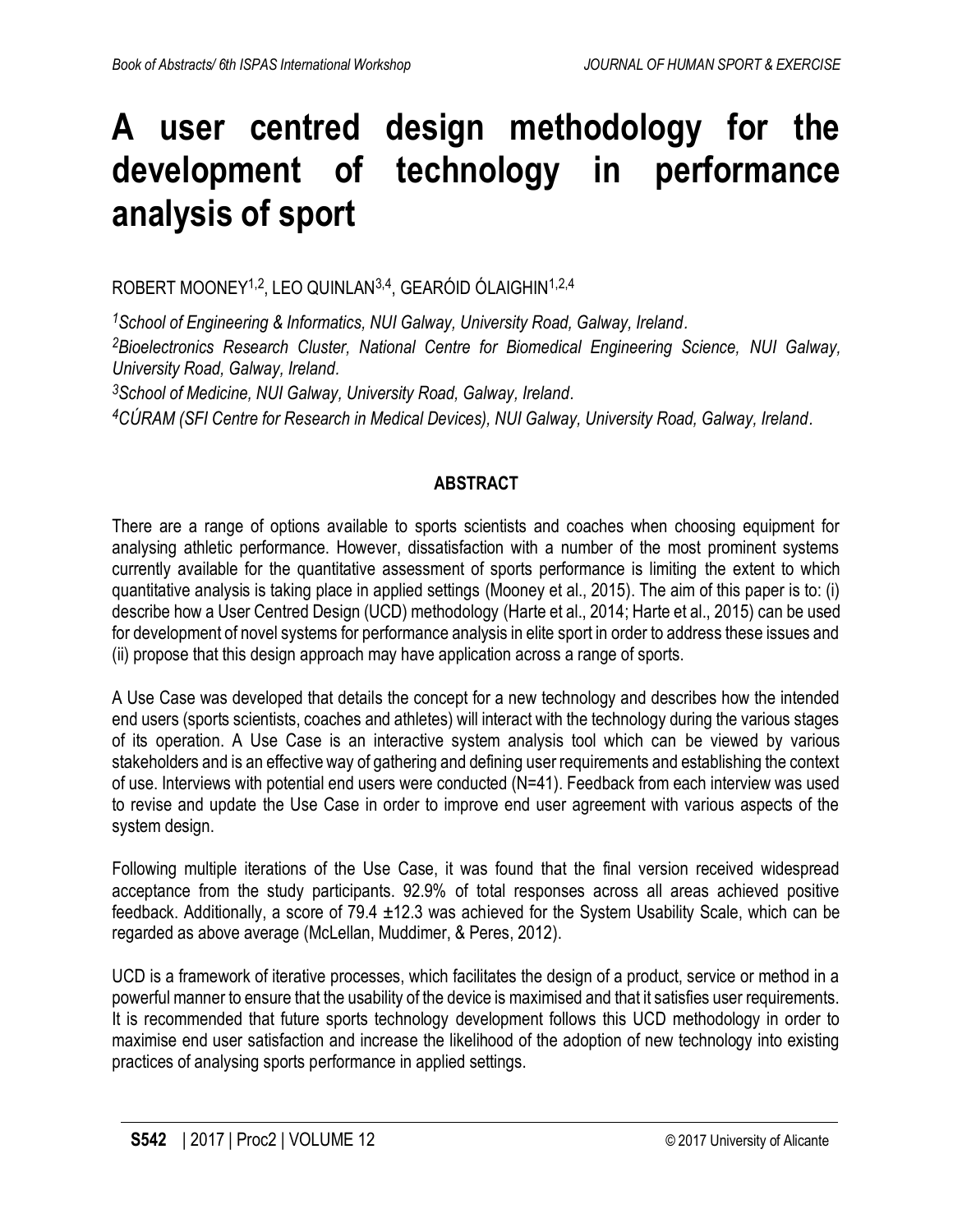# A user centred design methodology for the development of technology in performance analysis of sport

ROBERT MOONEY[1,2], LEO QUINLAN[3,4], GEARÓID ÓLAIGHIN[1,2,4]

*[1]School of Engineering & Informatics, NUI Galway, University Road, Galway, Ireland.*
*[2]Bioelectronics Research Cluster, National Centre for Biomedical Engineering Science, NUI Galway, University Road, Galway, Ireland.*
*[3]School of Medicine, NUI Galway, University Road, Galway, Ireland.*
*[4]CÚRAM (SFI Centre for Research in Medical Devices), NUI Galway, University Road, Galway, Ireland.*

## ABSTRACT

There are a range of options available to sports scientists and coaches when choosing equipment for analysing athletic performance. However, dissatisfaction with a number of the most prominent systems currently available for the quantitative assessment of sports performance is limiting the extent to which quantitative analysis is taking place in applied settings (Mooney et al., 2015). The aim of this paper is to: (i) describe how a User Centred Design (UCD) methodology (Harte et al., 2014; Harte et al., 2015) can be used for development of novel systems for performance analysis in elite sport in order to address these issues and (ii) propose that this design approach may have application across a range of sports.

A Use Case was developed that details the concept for a new technology and describes how the intended end users (sports scientists, coaches and athletes) will interact with the technology during the various stages of its operation. A Use Case is an interactive system analysis tool which can be viewed by various stakeholders and is an effective way of gathering and defining user requirements and establishing the context of use. Interviews with potential end users were conducted (N=41). Feedback from each interview was used to revise and update the Use Case in order to improve end user agreement with various aspects of the system design.

Following multiple iterations of the Use Case, it was found that the final version received widespread acceptance from the study participants. 92.9% of total responses across all areas achieved positive feedback. Additionally, a score of 79.4 ±12.3 was achieved for the System Usability Scale, which can be regarded as above average (McLellan, Muddimer, & Peres, 2012).

UCD is a framework of iterative processes, which facilitates the design of a product, service or method in a powerful manner to ensure that the usability of the device is maximised and that it satisfies user requirements. It is recommended that future sports technology development follows this UCD methodology in order to maximise end user satisfaction and increase the likelihood of the adoption of new technology into existing practices of analysing sports performance in applied settings.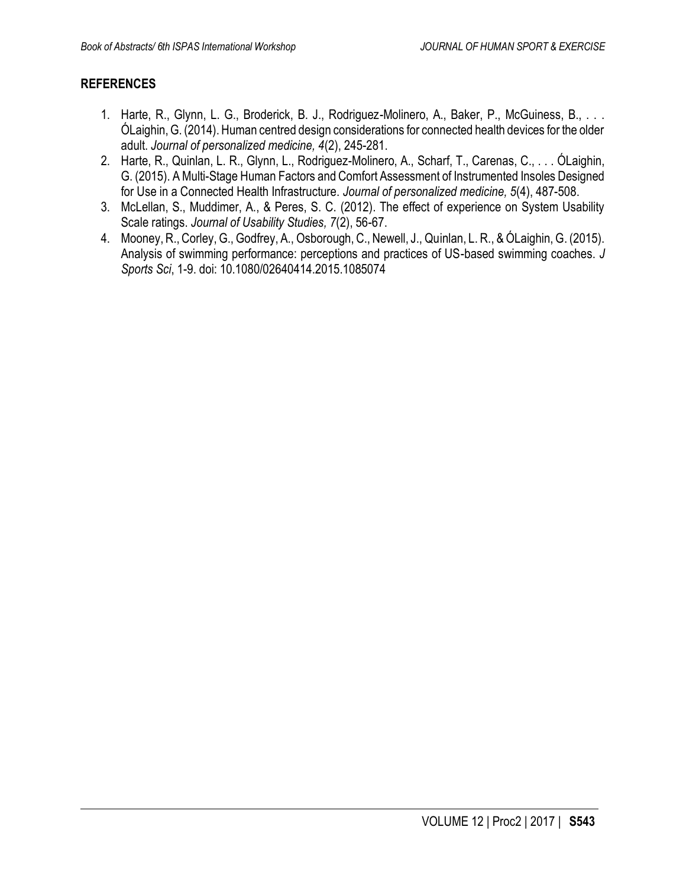## REFERENCES

1. Harte, R., Glynn, L. G., Broderick, B. J., Rodriguez-Molinero, A., Baker, P., McGuiness, B., . . . ÓLaighin, G. (2014). Human centred design considerations for connected health devices for the older adult. *Journal of personalized medicine, 4*(2), 245-281.
2. Harte, R., Quinlan, L. R., Glynn, L., Rodriguez-Molinero, A., Scharf, T., Carenas, C., . . . ÓLaighin, G. (2015). A Multi-Stage Human Factors and Comfort Assessment of Instrumented Insoles Designed for Use in a Connected Health Infrastructure. *Journal of personalized medicine, 5*(4), 487-508.
3. McLellan, S., Muddimer, A., & Peres, S. C. (2012). The effect of experience on System Usability Scale ratings. *Journal of Usability Studies, 7*(2), 56-67.
4. Mooney, R., Corley, G., Godfrey, A., Osborough, C., Newell, J., Quinlan, L. R., & ÓLaighin, G. (2015). Analysis of swimming performance: perceptions and practices of US-based swimming coaches. *J Sports Sci*, 1-9. doi: 10.1080/02640414.2015.1085074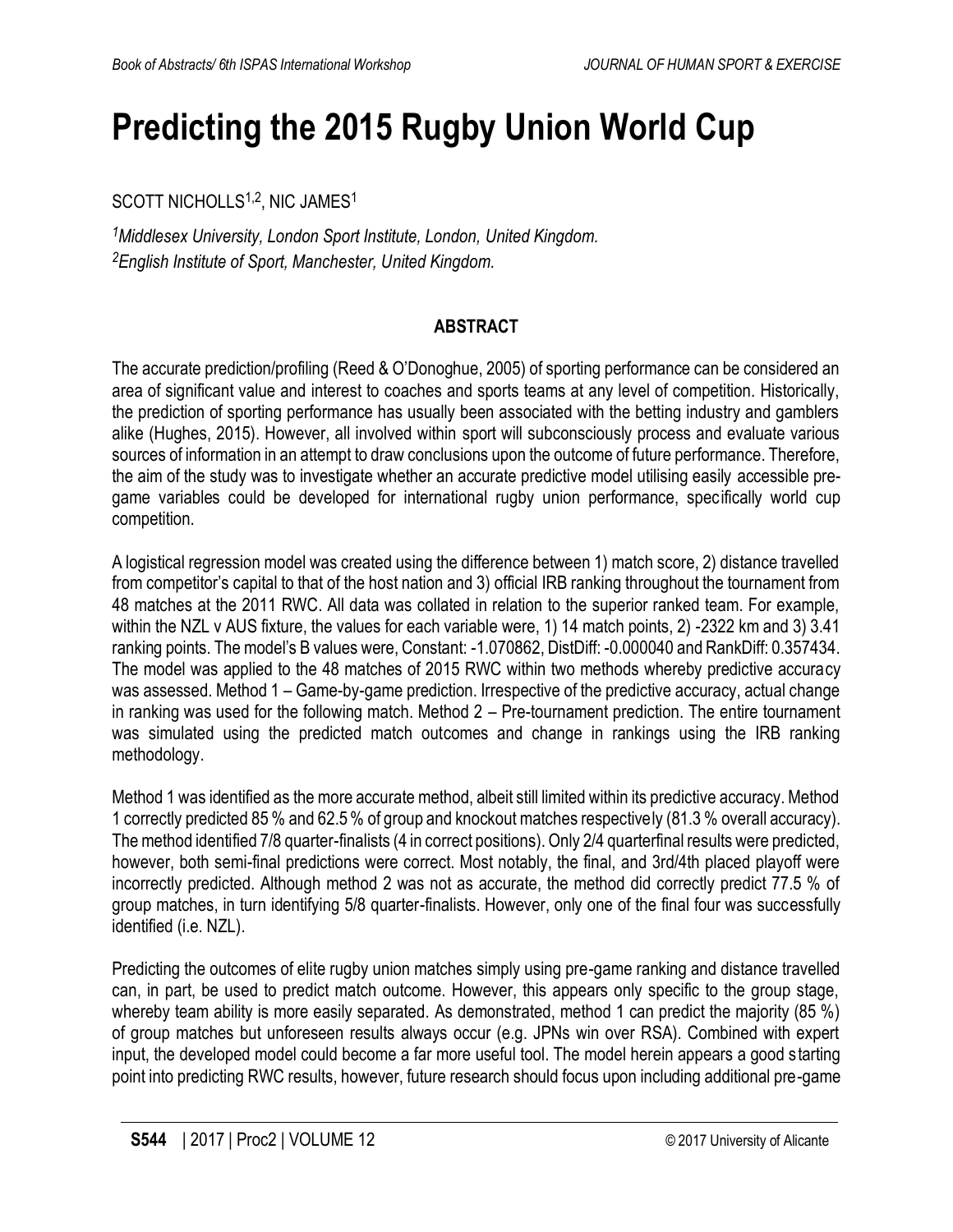# Predicting the 2015 Rugby Union World Cup

SCOTT NICHOLLS[1,2], NIC JAMES[1]

*[1]Middlesex University, London Sport Institute, London, United Kingdom.*
*[2]English Institute of Sport, Manchester, United Kingdom.*

## ABSTRACT

The accurate prediction/profiling (Reed & O'Donoghue, 2005) of sporting performance can be considered an area of significant value and interest to coaches and sports teams at any level of competition. Historically, the prediction of sporting performance has usually been associated with the betting industry and gamblers alike (Hughes, 2015). However, all involved within sport will subconsciously process and evaluate various sources of information in an attempt to draw conclusions upon the outcome of future performance. Therefore, the aim of the study was to investigate whether an accurate predictive model utilising easily accessible pre-game variables could be developed for international rugby union performance, specifically world cup competition.

A logistical regression model was created using the difference between 1) match score, 2) distance travelled from competitor's capital to that of the host nation and 3) official IRB ranking throughout the tournament from 48 matches at the 2011 RWC. All data was collated in relation to the superior ranked team. For example, within the NZL v AUS fixture, the values for each variable were, 1) 14 match points, 2) -2322 km and 3) 3.41 ranking points. The model's B values were, Constant: -1.070862, DistDiff: -0.000040 and RankDiff: 0.357434. The model was applied to the 48 matches of 2015 RWC within two methods whereby predictive accuracy was assessed. Method 1 – Game-by-game prediction. Irrespective of the predictive accuracy, actual change in ranking was used for the following match. Method 2 – Pre-tournament prediction. The entire tournament was simulated using the predicted match outcomes and change in rankings using the IRB ranking methodology.

Method 1 was identified as the more accurate method, albeit still limited within its predictive accuracy. Method 1 correctly predicted 85 % and 62.5 % of group and knockout matches respectively (81.3 % overall accuracy). The method identified 7/8 quarter-finalists (4 in correct positions). Only 2/4 quarterfinal results were predicted, however, both semi-final predictions were correct. Most notably, the final, and 3rd/4th placed playoff were incorrectly predicted. Although method 2 was not as accurate, the method did correctly predict 77.5 % of group matches, in turn identifying 5/8 quarter-finalists. However, only one of the final four was successfully identified (i.e. NZL).

Predicting the outcomes of elite rugby union matches simply using pre-game ranking and distance travelled can, in part, be used to predict match outcome. However, this appears only specific to the group stage, whereby team ability is more easily separated. As demonstrated, method 1 can predict the majority (85 %) of group matches but unforeseen results always occur (e.g. JPNs win over RSA). Combined with expert input, the developed model could become a far more useful tool. The model herein appears a good starting point into predicting RWC results, however, future research should focus upon including additional pre-game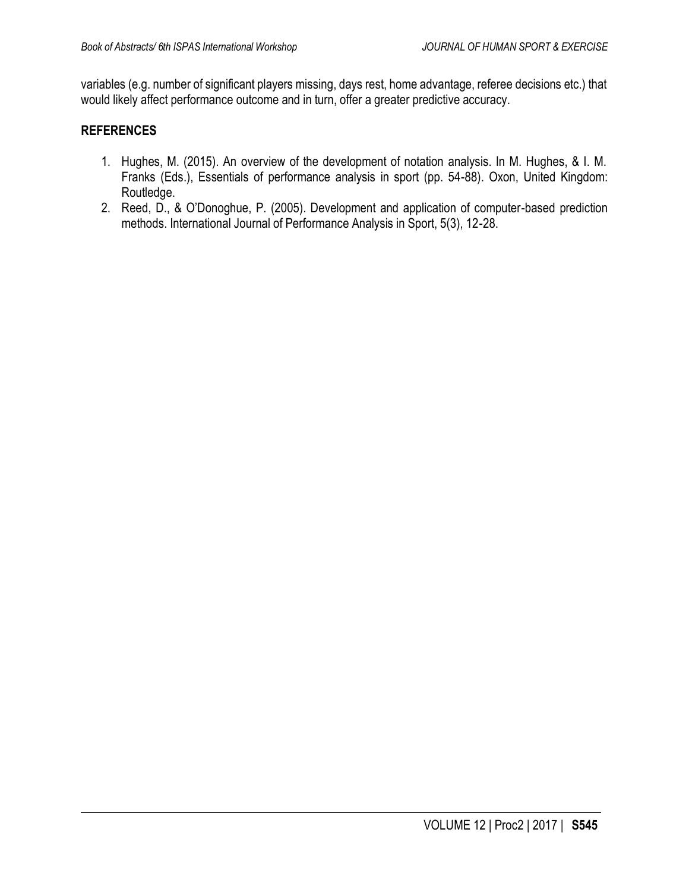variables (e.g. number of significant players missing, days rest, home advantage, referee decisions etc.) that would likely affect performance outcome and in turn, offer a greater predictive accuracy.

## REFERENCES

1. Hughes, M. (2015). An overview of the development of notation analysis. In M. Hughes, & I. M. Franks (Eds.), Essentials of performance analysis in sport (pp. 54-88). Oxon, United Kingdom: Routledge.
2. Reed, D., & O'Donoghue, P. (2005). Development and application of computer-based prediction methods. International Journal of Performance Analysis in Sport, 5(3), 12-28.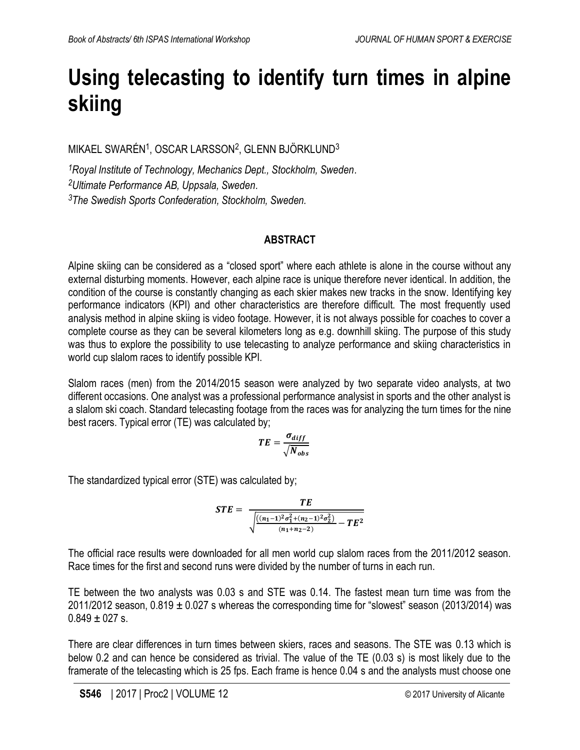# Using telecasting to identify turn times in alpine skiing

MIKAEL SWARÉN[1], OSCAR LARSSON[2], GLENN BJÖRKLUND[3]

*[1]Royal Institute of Technology, Mechanics Dept., Stockholm, Sweden.*
*[2]Ultimate Performance AB, Uppsala, Sweden.*
*[3]The Swedish Sports Confederation, Stockholm, Sweden.*

## ABSTRACT

Alpine skiing can be considered as a "closed sport" where each athlete is alone in the course without any external disturbing moments. However, each alpine race is unique therefore never identical. In addition, the condition of the course is constantly changing as each skier makes new tracks in the snow. Identifying key performance indicators (KPI) and other characteristics are therefore difficult. The most frequently used analysis method in alpine skiing is video footage. However, it is not always possible for coaches to cover a complete course as they can be several kilometers long as e.g. downhill skiing. The purpose of this study was thus to explore the possibility to use telecasting to analyze performance and skiing characteristics in world cup slalom races to identify possible KPI.

Slalom races (men) from the 2014/2015 season were analyzed by two separate video analysts, at two different occasions. One analyst was a professional performance analysist in sports and the other analyst is a slalom ski coach. Standard telecasting footage from the races was for analyzing the turn times for the nine best racers. Typical error (TE) was calculated by;

$$TE = \frac{\sigma_{diff}}{\sqrt{N_{obs}}}$$

The standardized typical error (STE) was calculated by;

$$STE = \frac{TE}{\sqrt{\frac{((n_1-1)^2\sigma_1^2+(n_2-1)^2\sigma_2^2)}{(n_1+n_2-2)} - TE^2}}$$

The official race results were downloaded for all men world cup slalom races from the 2011/2012 season. Race times for the first and second runs were divided by the number of turns in each run.

TE between the two analysts was 0.03 s and STE was 0.14. The fastest mean turn time was from the 2011/2012 season, 0.819 ± 0.027 s whereas the corresponding time for "slowest" season (2013/2014) was 0.849 ± 027 s.

There are clear differences in turn times between skiers, races and seasons. The STE was 0.13 which is below 0.2 and can hence be considered as trivial. The value of the TE (0.03 s) is most likely due to the framerate of the telecasting which is 25 fps. Each frame is hence 0.04 s and the analysts must choose one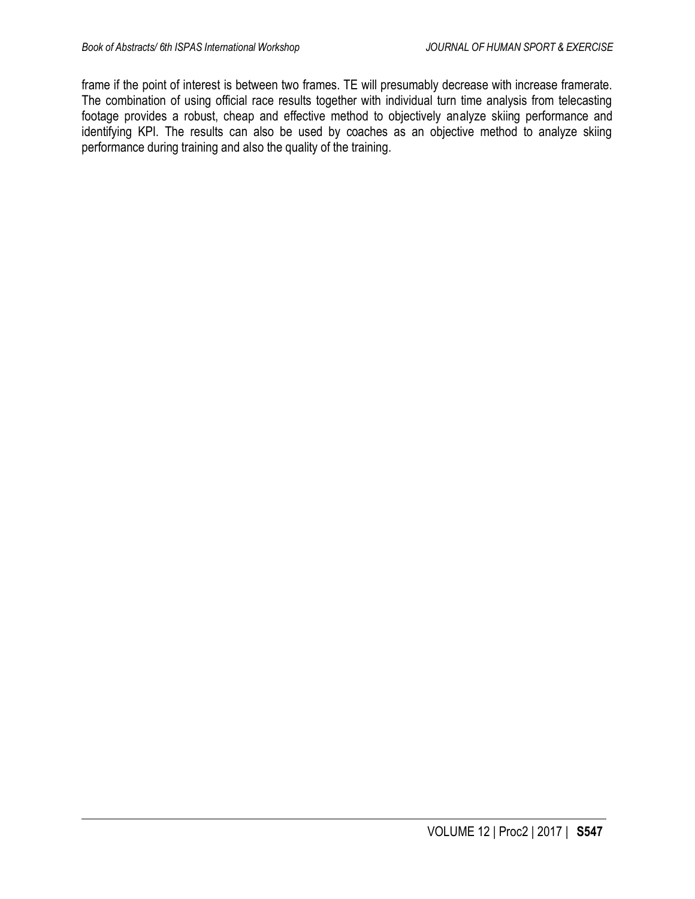frame if the point of interest is between two frames. TE will presumably decrease with increase framerate. The combination of using official race results together with individual turn time analysis from telecasting footage provides a robust, cheap and effective method to objectively analyze skiing performance and identifying KPI. The results can also be used by coaches as an objective method to analyze skiing performance during training and also the quality of the training.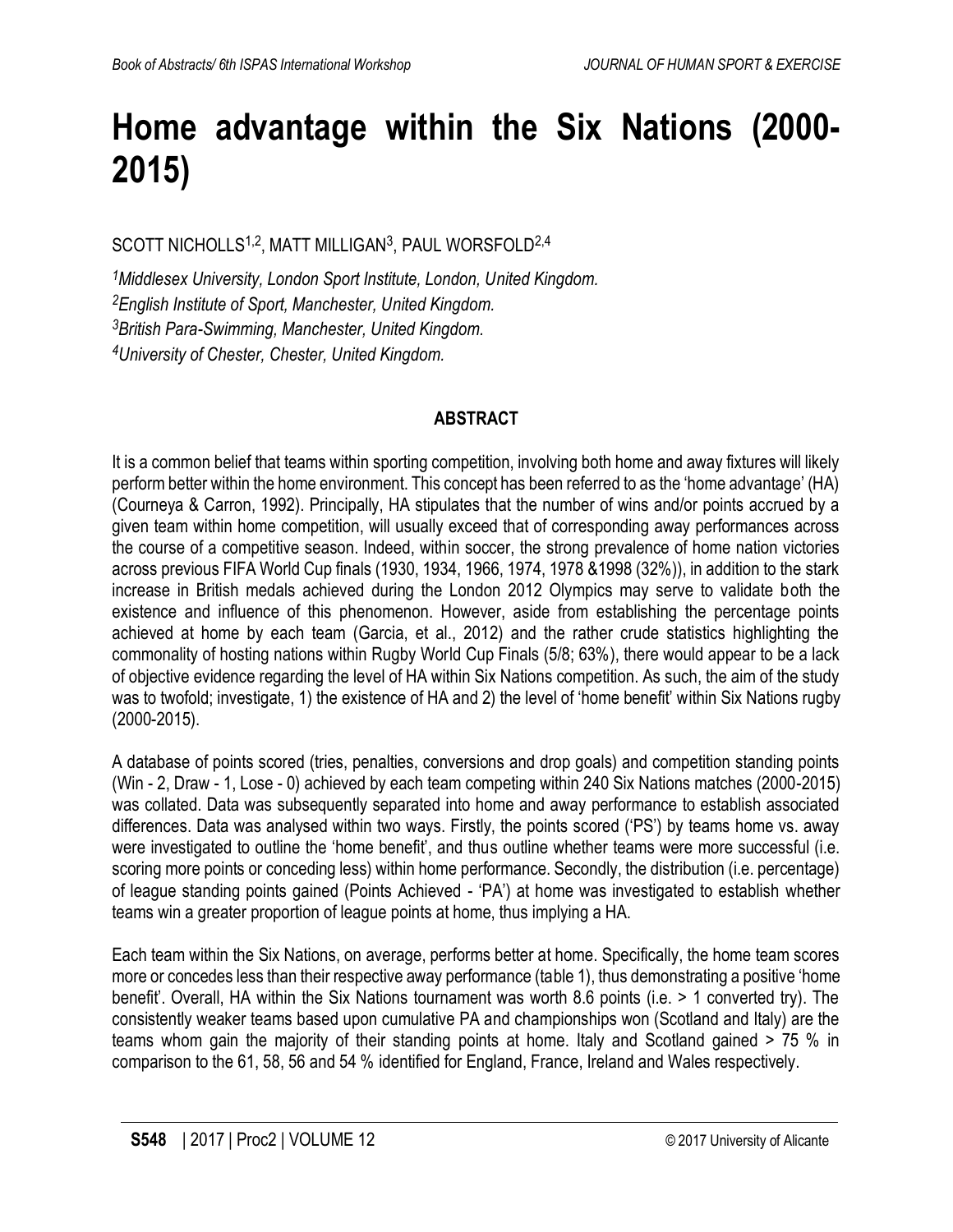# Home advantage within the Six Nations (2000-2015)

SCOTT NICHOLLS[1,2], MATT MILLIGAN[3], PAUL WORSFOLD[2,4]

*[1]Middlesex University, London Sport Institute, London, United Kingdom.*
*[2]English Institute of Sport, Manchester, United Kingdom.*
*[3]British Para-Swimming, Manchester, United Kingdom.*
*[4]University of Chester, Chester, United Kingdom.*

## ABSTRACT

It is a common belief that teams within sporting competition, involving both home and away fixtures will likely perform better within the home environment. This concept has been referred to as the 'home advantage' (HA) (Courneya & Carron, 1992). Principally, HA stipulates that the number of wins and/or points accrued by a given team within home competition, will usually exceed that of corresponding away performances across the course of a competitive season. Indeed, within soccer, the strong prevalence of home nation victories across previous FIFA World Cup finals (1930, 1934, 1966, 1974, 1978 &1998 (32%)), in addition to the stark increase in British medals achieved during the London 2012 Olympics may serve to validate both the existence and influence of this phenomenon. However, aside from establishing the percentage points achieved at home by each team (Garcia, et al., 2012) and the rather crude statistics highlighting the commonality of hosting nations within Rugby World Cup Finals (5/8; 63%), there would appear to be a lack of objective evidence regarding the level of HA within Six Nations competition. As such, the aim of the study was to twofold; investigate, 1) the existence of HA and 2) the level of 'home benefit' within Six Nations rugby (2000-2015).

A database of points scored (tries, penalties, conversions and drop goals) and competition standing points (Win - 2, Draw - 1, Lose - 0) achieved by each team competing within 240 Six Nations matches (2000-2015) was collated. Data was subsequently separated into home and away performance to establish associated differences. Data was analysed within two ways. Firstly, the points scored ('PS') by teams home vs. away were investigated to outline the 'home benefit', and thus outline whether teams were more successful (i.e. scoring more points or conceding less) within home performance. Secondly, the distribution (i.e. percentage) of league standing points gained (Points Achieved - 'PA') at home was investigated to establish whether teams win a greater proportion of league points at home, thus implying a HA.

Each team within the Six Nations, on average, performs better at home. Specifically, the home team scores more or concedes less than their respective away performance (table 1), thus demonstrating a positive 'home benefit'. Overall, HA within the Six Nations tournament was worth 8.6 points (i.e. > 1 converted try). The consistently weaker teams based upon cumulative PA and championships won (Scotland and Italy) are the teams whom gain the majority of their standing points at home. Italy and Scotland gained > 75 % in comparison to the 61, 58, 56 and 54 % identified for England, France, Ireland and Wales respectively.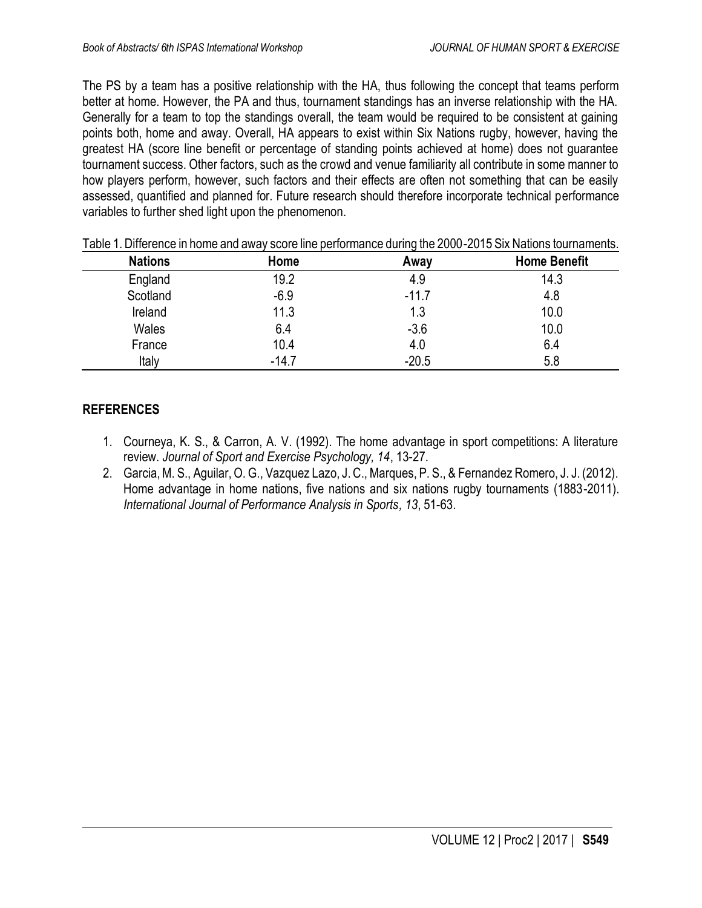The PS by a team has a positive relationship with the HA, thus following the concept that teams perform better at home. However, the PA and thus, tournament standings has an inverse relationship with the HA. Generally for a team to top the standings overall, the team would be required to be consistent at gaining points both, home and away. Overall, HA appears to exist within Six Nations rugby, however, having the greatest HA (score line benefit or percentage of standing points achieved at home) does not guarantee tournament success. Other factors, such as the crowd and venue familiarity all contribute in some manner to how players perform, however, such factors and their effects are often not something that can be easily assessed, quantified and planned for. Future research should therefore incorporate technical performance variables to further shed light upon the phenomenon.

Table 1. Difference in home and away score line performance during the 2000-2015 Six Nations tournaments.

| Nations | Home | Away | Home Benefit |
|---|---|---|---|
| England | 19.2 | 4.9 | 14.3 |
| Scotland | -6.9 | -11.7 | 4.8 |
| Ireland | 11.3 | 1.3 | 10.0 |
| Wales | 6.4 | -3.6 | 10.0 |
| France | 10.4 | 4.0 | 6.4 |
| Italy | -14.7 | -20.5 | 5.8 |

## REFERENCES

1. Courneya, K. S., & Carron, A. V. (1992). The home advantage in sport competitions: A literature review. *Journal of Sport and Exercise Psychology, 14*, 13-27.
2. Garcia, M. S., Aguilar, O. G., Vazquez Lazo, J. C., Marques, P. S., & Fernandez Romero, J. J. (2012). Home advantage in home nations, five nations and six nations rugby tournaments (1883-2011). *International Journal of Performance Analysis in Sports, 13*, 51-63.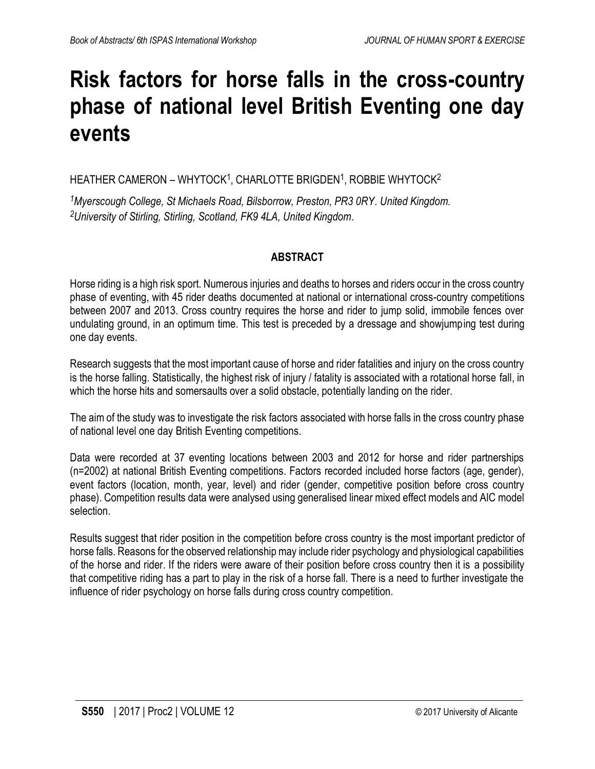# Risk factors for horse falls in the cross-country phase of national level British Eventing one day events

HEATHER CAMERON – WHYTOCK[1], CHARLOTTE BRIGDEN[1], ROBBIE WHYTOCK[2]

*[1]Myerscough College, St Michaels Road, Bilsborrow, Preston, PR3 0RY. United Kingdom.*
*[2]University of Stirling, Stirling, Scotland, FK9 4LA, United Kingdom.*

## ABSTRACT

Horse riding is a high risk sport. Numerous injuries and deaths to horses and riders occur in the cross country phase of eventing, with 45 rider deaths documented at national or international cross-country competitions between 2007 and 2013. Cross country requires the horse and rider to jump solid, immobile fences over undulating ground, in an optimum time. This test is preceded by a dressage and showjumping test during one day events.

Research suggests that the most important cause of horse and rider fatalities and injury on the cross country is the horse falling. Statistically, the highest risk of injury / fatality is associated with a rotational horse fall, in which the horse hits and somersaults over a solid obstacle, potentially landing on the rider.

The aim of the study was to investigate the risk factors associated with horse falls in the cross country phase of national level one day British Eventing competitions.

Data were recorded at 37 eventing locations between 2003 and 2012 for horse and rider partnerships (n=2002) at national British Eventing competitions. Factors recorded included horse factors (age, gender), event factors (location, month, year, level) and rider (gender, competitive position before cross country phase). Competition results data were analysed using generalised linear mixed effect models and AIC model selection.

Results suggest that rider position in the competition before cross country is the most important predictor of horse falls. Reasons for the observed relationship may include rider psychology and physiological capabilities of the horse and rider. If the riders were aware of their position before cross country then it is a possibility that competitive riding has a part to play in the risk of a horse fall. There is a need to further investigate the influence of rider psychology on horse falls during cross country competition.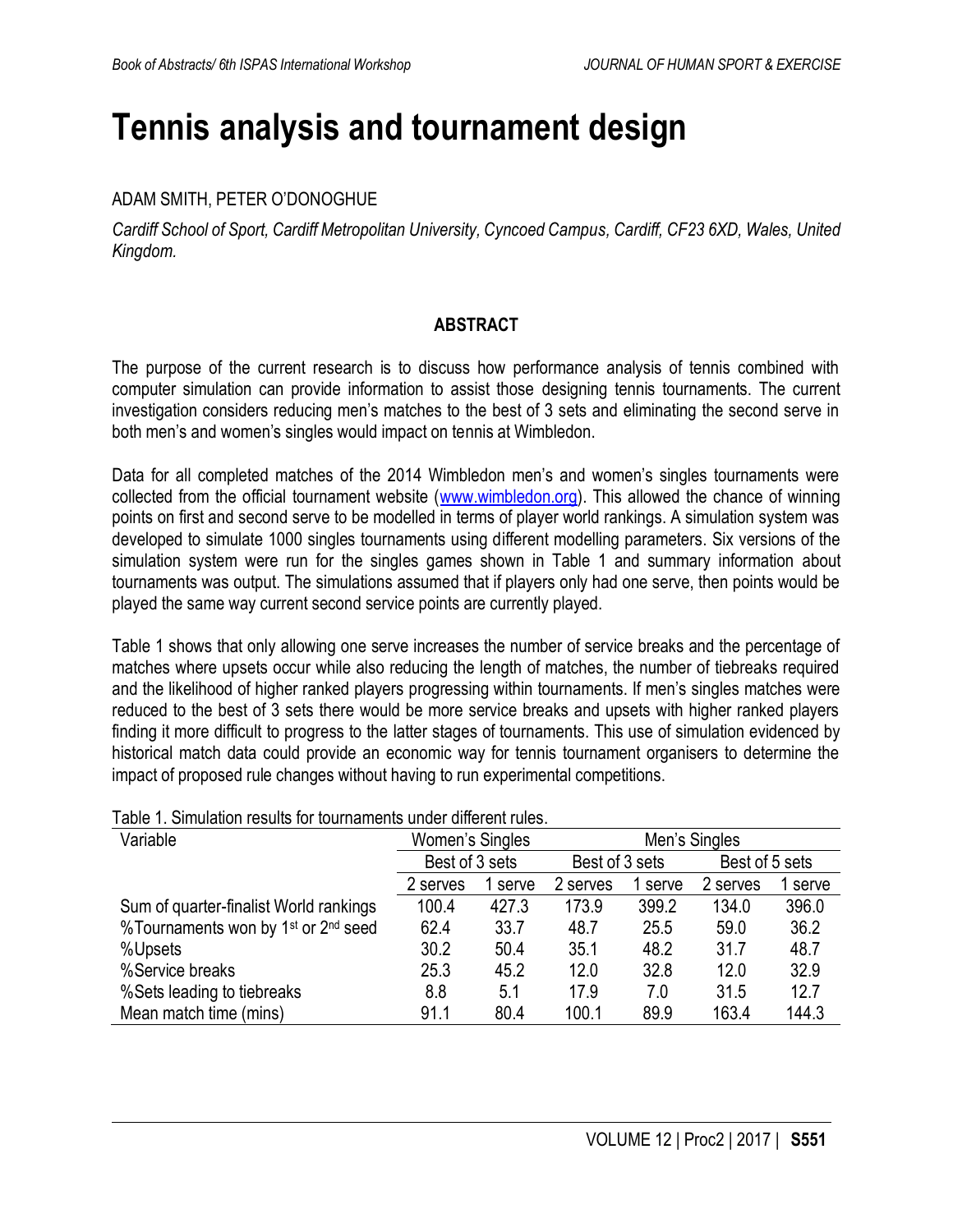# Tennis analysis and tournament design

ADAM SMITH, PETER O'DONOGHUE

*Cardiff School of Sport, Cardiff Metropolitan University, Cyncoed Campus, Cardiff, CF23 6XD, Wales, United Kingdom.*

## ABSTRACT

The purpose of the current research is to discuss how performance analysis of tennis combined with computer simulation can provide information to assist those designing tennis tournaments. The current investigation considers reducing men's matches to the best of 3 sets and eliminating the second serve in both men's and women's singles would impact on tennis at Wimbledon.

Data for all completed matches of the 2014 Wimbledon men's and women's singles tournaments were collected from the official tournament website (www.wimbledon.org). This allowed the chance of winning points on first and second serve to be modelled in terms of player world rankings. A simulation system was developed to simulate 1000 singles tournaments using different modelling parameters. Six versions of the simulation system were run for the singles games shown in Table 1 and summary information about tournaments was output. The simulations assumed that if players only had one serve, then points would be played the same way current second service points are currently played.

Table 1 shows that only allowing one serve increases the number of service breaks and the percentage of matches where upsets occur while also reducing the length of matches, the number of tiebreaks required and the likelihood of higher ranked players progressing within tournaments. If men's singles matches were reduced to the best of 3 sets there would be more service breaks and upsets with higher ranked players finding it more difficult to progress to the latter stages of tournaments. This use of simulation evidenced by historical match data could provide an economic way for tennis tournament organisers to determine the impact of proposed rule changes without having to run experimental competitions.

Table 1. Simulation results for tournaments under different rules.

| Variable | Women's Singles | | Men's Singles | | | |
|---|---|---|---|---|---|---|
| | Best of 3 sets | | Best of 3 sets | | Best of 5 sets | |
| | 2 serves | 1 serve | 2 serves | 1 serve | 2 serves | 1 serve |
| Sum of quarter-finalist World rankings | 100.4 | 427.3 | 173.9 | 399.2 | 134.0 | 396.0 |
| %Tournaments won by 1st or 2nd seed | 62.4 | 33.7 | 48.7 | 25.5 | 59.0 | 36.2 |
| %Upsets | 30.2 | 50.4 | 35.1 | 48.2 | 31.7 | 48.7 |
| %Service breaks | 25.3 | 45.2 | 12.0 | 32.8 | 12.0 | 32.9 |
| %Sets leading to tiebreaks | 8.8 | 5.1 | 17.9 | 7.0 | 31.5 | 12.7 |
| Mean match time (mins) | 91.1 | 80.4 | 100.1 | 89.9 | 163.4 | 144.3 |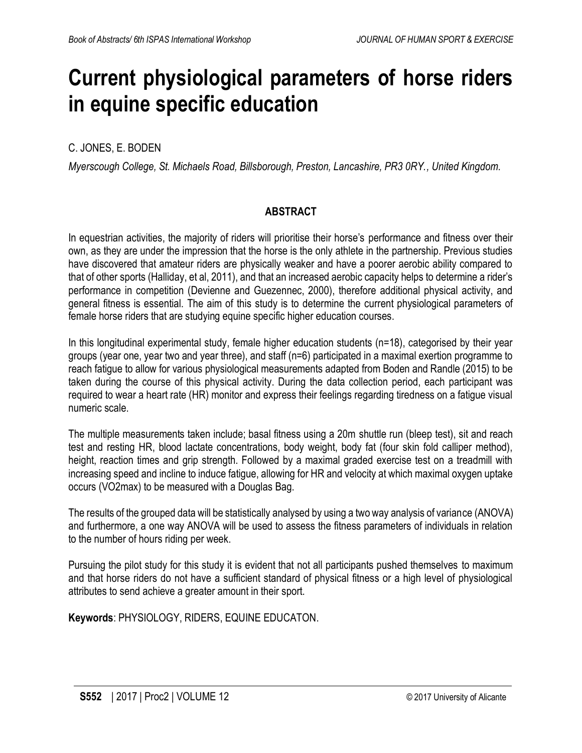# Current physiological parameters of horse riders in equine specific education

C. JONES, E. BODEN

*Myerscough College, St. Michaels Road, Billsborough, Preston, Lancashire, PR3 0RY., United Kingdom.*

## ABSTRACT

In equestrian activities, the majority of riders will prioritise their horse's performance and fitness over their own, as they are under the impression that the horse is the only athlete in the partnership. Previous studies have discovered that amateur riders are physically weaker and have a poorer aerobic ability compared to that of other sports (Halliday, et al, 2011), and that an increased aerobic capacity helps to determine a rider's performance in competition (Devienne and Guezennec, 2000), therefore additional physical activity, and general fitness is essential. The aim of this study is to determine the current physiological parameters of female horse riders that are studying equine specific higher education courses.

In this longitudinal experimental study, female higher education students (n=18), categorised by their year groups (year one, year two and year three), and staff (n=6) participated in a maximal exertion programme to reach fatigue to allow for various physiological measurements adapted from Boden and Randle (2015) to be taken during the course of this physical activity. During the data collection period, each participant was required to wear a heart rate (HR) monitor and express their feelings regarding tiredness on a fatigue visual numeric scale.

The multiple measurements taken include; basal fitness using a 20m shuttle run (bleep test), sit and reach test and resting HR, blood lactate concentrations, body weight, body fat (four skin fold calliper method), height, reaction times and grip strength. Followed by a maximal graded exercise test on a treadmill with increasing speed and incline to induce fatigue, allowing for HR and velocity at which maximal oxygen uptake occurs (VO2max) to be measured with a Douglas Bag.

The results of the grouped data will be statistically analysed by using a two way analysis of variance (ANOVA) and furthermore, a one way ANOVA will be used to assess the fitness parameters of individuals in relation to the number of hours riding per week.

Pursuing the pilot study for this study it is evident that not all participants pushed themselves to maximum and that horse riders do not have a sufficient standard of physical fitness or a high level of physiological attributes to send achieve a greater amount in their sport.

**Keywords**: PHYSIOLOGY, RIDERS, EQUINE EDUCATON.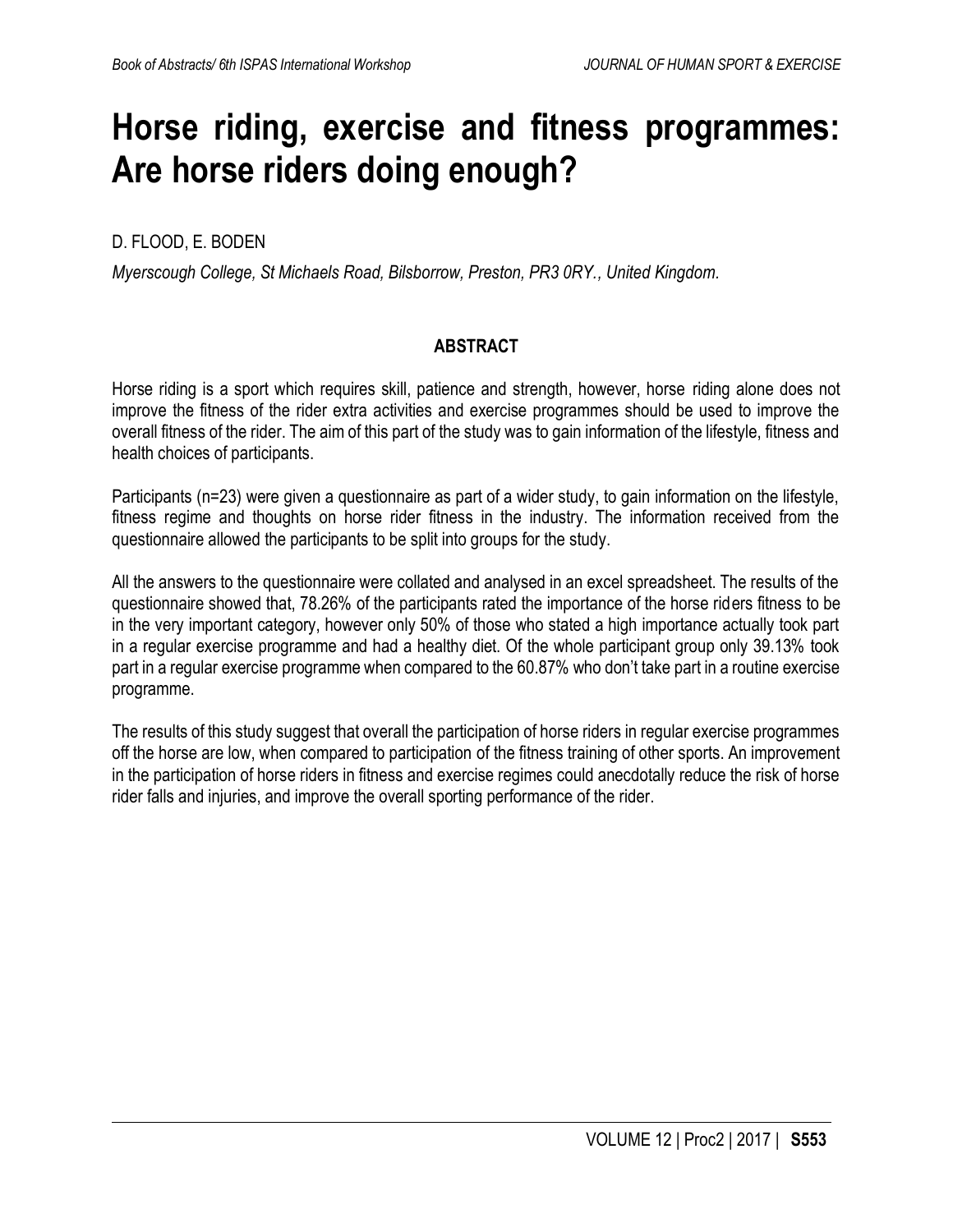# Horse riding, exercise and fitness programmes: Are horse riders doing enough?

D. FLOOD, E. BODEN

*Myerscough College, St Michaels Road, Bilsborrow, Preston, PR3 0RY., United Kingdom.*

## ABSTRACT

Horse riding is a sport which requires skill, patience and strength, however, horse riding alone does not improve the fitness of the rider extra activities and exercise programmes should be used to improve the overall fitness of the rider. The aim of this part of the study was to gain information of the lifestyle, fitness and health choices of participants.

Participants (n=23) were given a questionnaire as part of a wider study, to gain information on the lifestyle, fitness regime and thoughts on horse rider fitness in the industry. The information received from the questionnaire allowed the participants to be split into groups for the study.

All the answers to the questionnaire were collated and analysed in an excel spreadsheet. The results of the questionnaire showed that, 78.26% of the participants rated the importance of the horse riders fitness to be in the very important category, however only 50% of those who stated a high importance actually took part in a regular exercise programme and had a healthy diet. Of the whole participant group only 39.13% took part in a regular exercise programme when compared to the 60.87% who don't take part in a routine exercise programme.

The results of this study suggest that overall the participation of horse riders in regular exercise programmes off the horse are low, when compared to participation of the fitness training of other sports. An improvement in the participation of horse riders in fitness and exercise regimes could anecdotally reduce the risk of horse rider falls and injuries, and improve the overall sporting performance of the rider.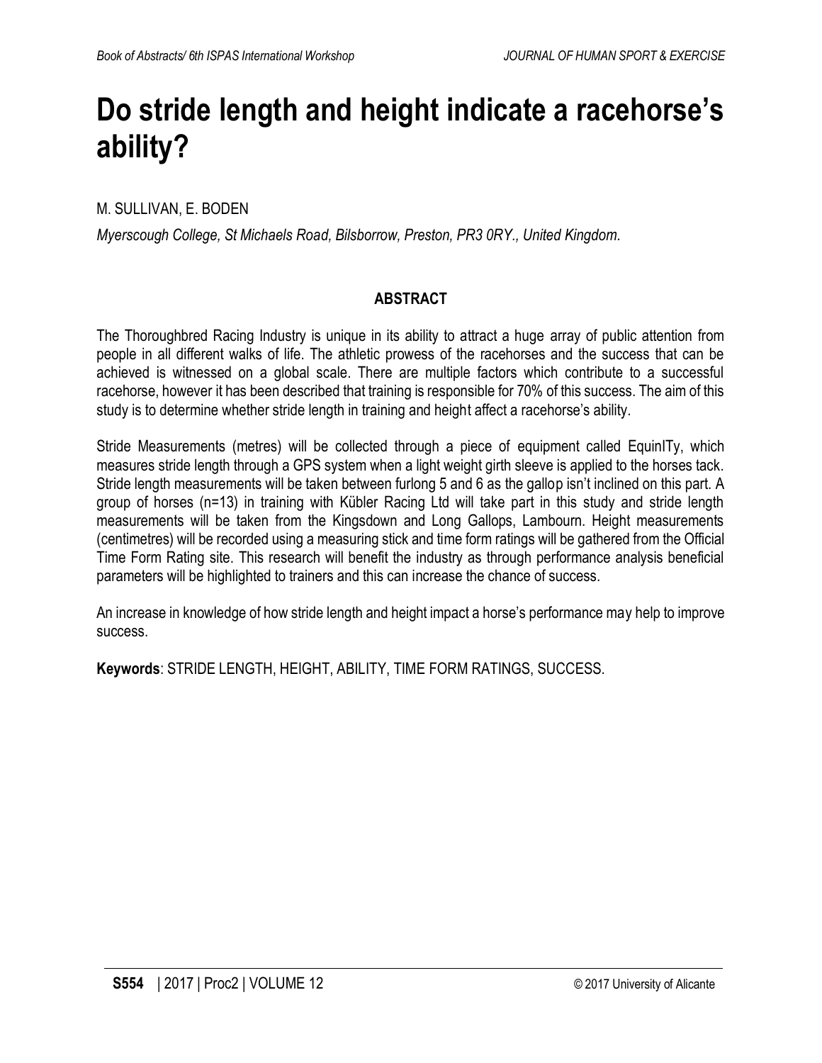# Do stride length and height indicate a racehorse's ability?

M. SULLIVAN, E. BODEN

*Myerscough College, St Michaels Road, Bilsborrow, Preston, PR3 0RY., United Kingdom.*

## ABSTRACT

The Thoroughbred Racing Industry is unique in its ability to attract a huge array of public attention from people in all different walks of life. The athletic prowess of the racehorses and the success that can be achieved is witnessed on a global scale. There are multiple factors which contribute to a successful racehorse, however it has been described that training is responsible for 70% of this success. The aim of this study is to determine whether stride length in training and height affect a racehorse's ability.

Stride Measurements (metres) will be collected through a piece of equipment called EquinITy, which measures stride length through a GPS system when a light weight girth sleeve is applied to the horses tack. Stride length measurements will be taken between furlong 5 and 6 as the gallop isn't inclined on this part. A group of horses (n=13) in training with Kübler Racing Ltd will take part in this study and stride length measurements will be taken from the Kingsdown and Long Gallops, Lambourn. Height measurements (centimetres) will be recorded using a measuring stick and time form ratings will be gathered from the Official Time Form Rating site. This research will benefit the industry as through performance analysis beneficial parameters will be highlighted to trainers and this can increase the chance of success.

An increase in knowledge of how stride length and height impact a horse's performance may help to improve success.

**Keywords**: STRIDE LENGTH, HEIGHT, ABILITY, TIME FORM RATINGS, SUCCESS.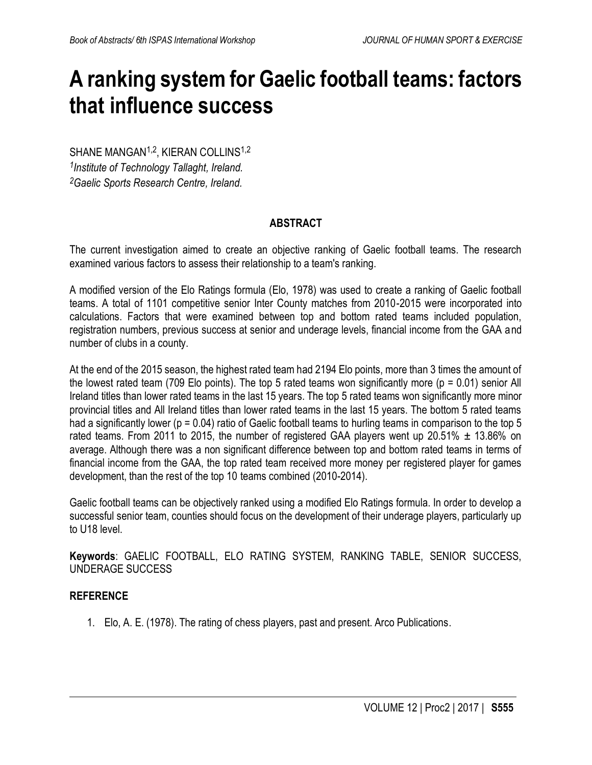# A ranking system for Gaelic football teams: factors that influence success

SHANE MANGAN[1,2], KIERAN COLLINS[1,2]

[1] *Institute of Technology Tallaght, Ireland.*
[2] *Gaelic Sports Research Centre, Ireland.*

## ABSTRACT

The current investigation aimed to create an objective ranking of Gaelic football teams. The research examined various factors to assess their relationship to a team's ranking.

A modified version of the Elo Ratings formula (Elo, 1978) was used to create a ranking of Gaelic football teams. A total of 1101 competitive senior Inter County matches from 2010-2015 were incorporated into calculations. Factors that were examined between top and bottom rated teams included population, registration numbers, previous success at senior and underage levels, financial income from the GAA and number of clubs in a county.

At the end of the 2015 season, the highest rated team had 2194 Elo points, more than 3 times the amount of the lowest rated team (709 Elo points). The top 5 rated teams won significantly more ($p = 0.01$) senior All Ireland titles than lower rated teams in the last 15 years. The top 5 rated teams won significantly more minor provincial titles and All Ireland titles than lower rated teams in the last 15 years. The bottom 5 rated teams had a significantly lower ($p = 0.04$) ratio of Gaelic football teams to hurling teams in comparison to the top 5 rated teams. From 2011 to 2015, the number of registered GAA players went up 20.51% ± 13.86% on average. Although there was a non significant difference between top and bottom rated teams in terms of financial income from the GAA, the top rated team received more money per registered player for games development, than the rest of the top 10 teams combined (2010-2014).

Gaelic football teams can be objectively ranked using a modified Elo Ratings formula. In order to develop a successful senior team, counties should focus on the development of their underage players, particularly up to U18 level.

**Keywords**: GAELIC FOOTBALL, ELO RATING SYSTEM, RANKING TABLE, SENIOR SUCCESS, UNDERAGE SUCCESS

## REFERENCE

1. Elo, A. E. (1978). The rating of chess players, past and present. Arco Publications.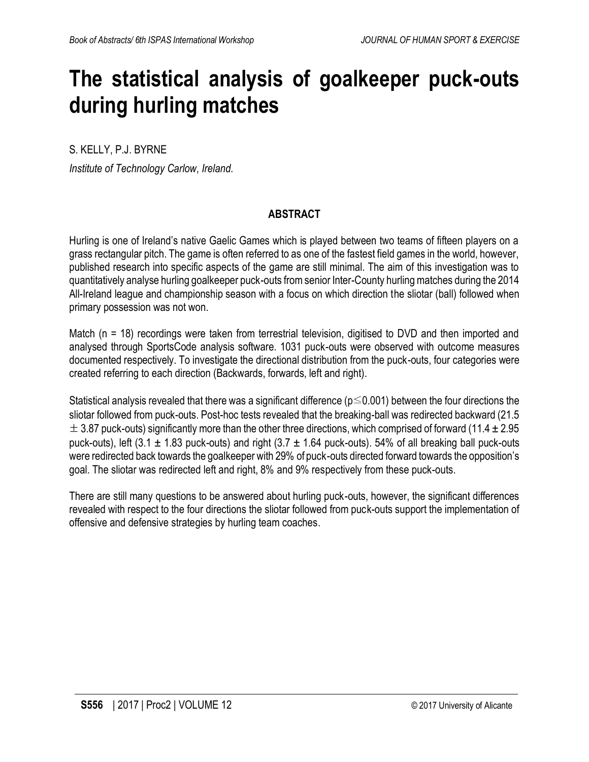# The statistical analysis of goalkeeper puck-outs during hurling matches

S. KELLY, P.J. BYRNE

*Institute of Technology Carlow, Ireland.*

## ABSTRACT

Hurling is one of Ireland's native Gaelic Games which is played between two teams of fifteen players on a grass rectangular pitch. The game is often referred to as one of the fastest field games in the world, however, published research into specific aspects of the game are still minimal. The aim of this investigation was to quantitatively analyse hurling goalkeeper puck-outs from senior Inter-County hurling matches during the 2014 All-Ireland league and championship season with a focus on which direction the sliotar (ball) followed when primary possession was not won.

Match ($n = 18$) recordings were taken from terrestrial television, digitised to DVD and then imported and analysed through SportsCode analysis software. 1031 puck-outs were observed with outcome measures documented respectively. To investigate the directional distribution from the puck-outs, four categories were created referring to each direction (Backwards, forwards, left and right).

Statistical analysis revealed that there was a significant difference ($p \leq 0.001$) between the four directions the sliotar followed from puck-outs. Post-hoc tests revealed that the breaking-ball was redirected backward ($21.5 \pm 3.87$ puck-outs) significantly more than the other three directions, which comprised of forward ($11.4 \pm 2.95$ puck-outs), left ($3.1 \pm 1.83$ puck-outs) and right ($3.7 \pm 1.64$ puck-outs). 54% of all breaking ball puck-outs were redirected back towards the goalkeeper with 29% of puck-outs directed forward towards the opposition's goal. The sliotar was redirected left and right, 8% and 9% respectively from these puck-outs.

There are still many questions to be answered about hurling puck-outs, however, the significant differences revealed with respect to the four directions the sliotar followed from puck-outs support the implementation of offensive and defensive strategies by hurling team coaches.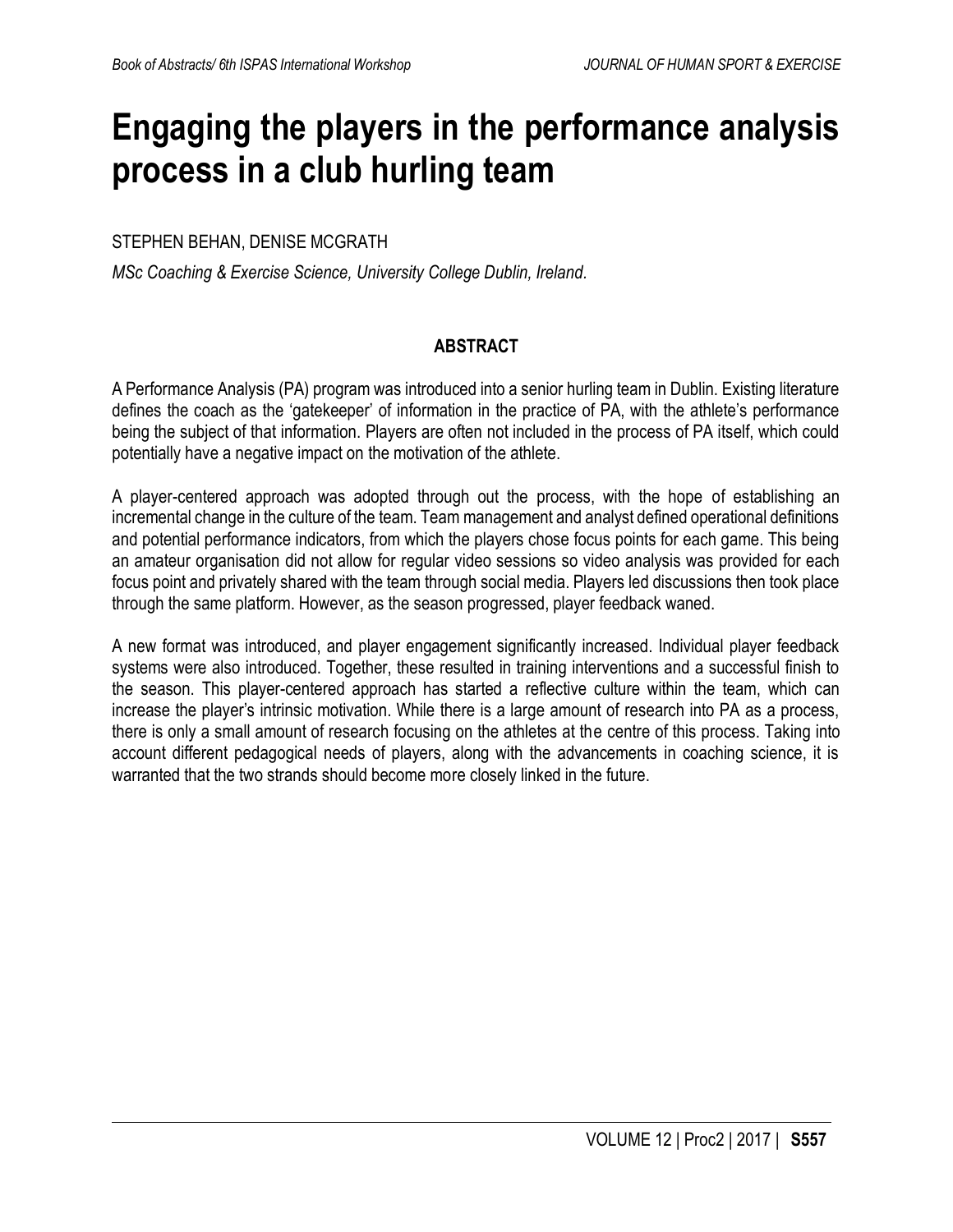# Engaging the players in the performance analysis process in a club hurling team

STEPHEN BEHAN, DENISE MCGRATH

*MSc Coaching & Exercise Science, University College Dublin, Ireland.*

## ABSTRACT

A Performance Analysis (PA) program was introduced into a senior hurling team in Dublin. Existing literature defines the coach as the 'gatekeeper' of information in the practice of PA, with the athlete's performance being the subject of that information. Players are often not included in the process of PA itself, which could potentially have a negative impact on the motivation of the athlete.

A player-centered approach was adopted through out the process, with the hope of establishing an incremental change in the culture of the team. Team management and analyst defined operational definitions and potential performance indicators, from which the players chose focus points for each game. This being an amateur organisation did not allow for regular video sessions so video analysis was provided for each focus point and privately shared with the team through social media. Players led discussions then took place through the same platform. However, as the season progressed, player feedback waned.

A new format was introduced, and player engagement significantly increased. Individual player feedback systems were also introduced. Together, these resulted in training interventions and a successful finish to the season. This player-centered approach has started a reflective culture within the team, which can increase the player's intrinsic motivation. While there is a large amount of research into PA as a process, there is only a small amount of research focusing on the athletes at the centre of this process. Taking into account different pedagogical needs of players, along with the advancements in coaching science, it is warranted that the two strands should become more closely linked in the future.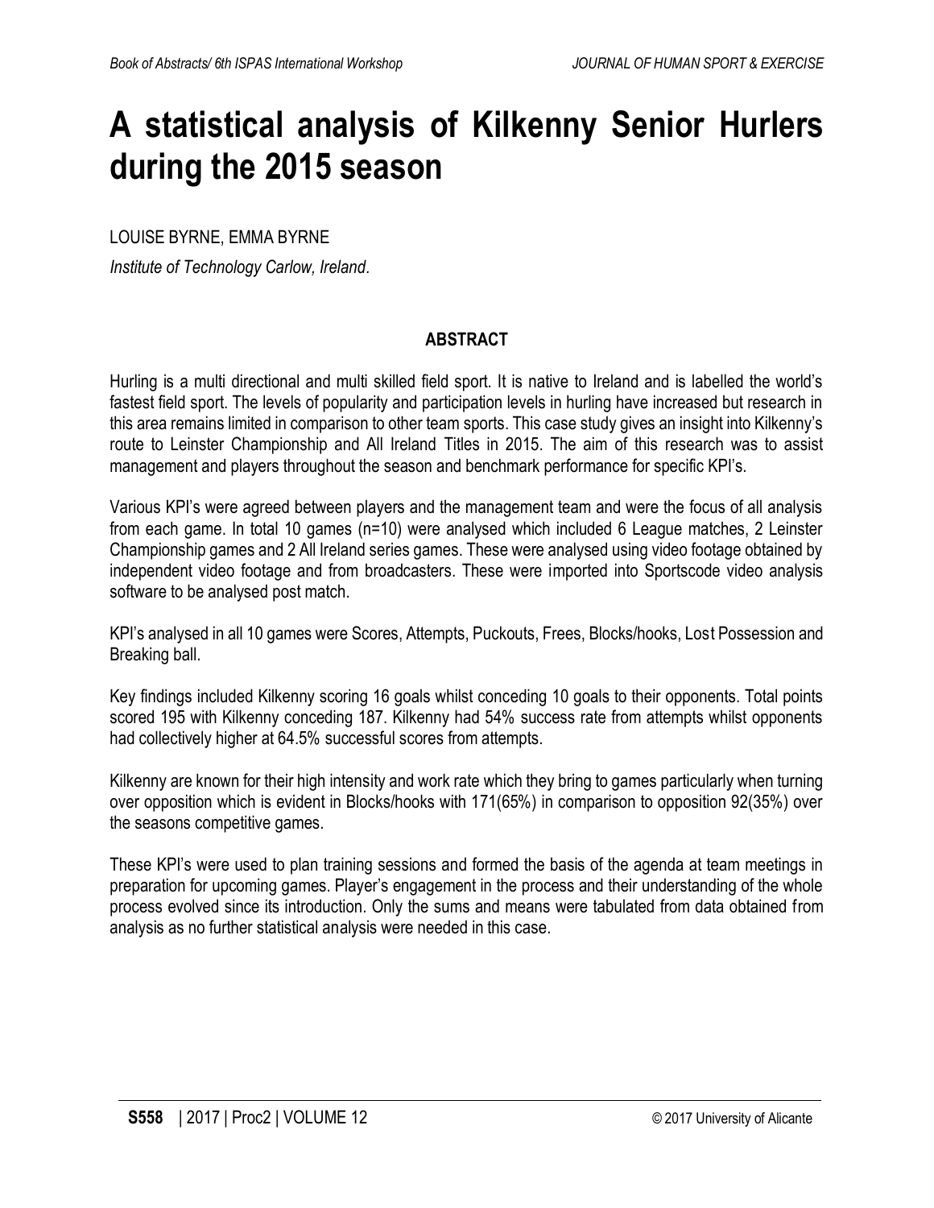# A statistical analysis of Kilkenny Senior Hurlers during the 2015 season

LOUISE BYRNE, EMMA BYRNE

*Institute of Technology Carlow, Ireland.*

## ABSTRACT

Hurling is a multi directional and multi skilled field sport. It is native to Ireland and is labelled the world's fastest field sport. The levels of popularity and participation levels in hurling have increased but research in this area remains limited in comparison to other team sports. This case study gives an insight into Kilkenny's route to Leinster Championship and All Ireland Titles in 2015. The aim of this research was to assist management and players throughout the season and benchmark performance for specific KPI's.

Various KPI's were agreed between players and the management team and were the focus of all analysis from each game. In total 10 games (n=10) were analysed which included 6 League matches, 2 Leinster Championship games and 2 All Ireland series games. These were analysed using video footage obtained by independent video footage and from broadcasters. These were imported into Sportscode video analysis software to be analysed post match.

KPI's analysed in all 10 games were Scores, Attempts, Puckouts, Frees, Blocks/hooks, Lost Possession and Breaking ball.

Key findings included Kilkenny scoring 16 goals whilst conceding 10 goals to their opponents. Total points scored 195 with Kilkenny conceding 187. Kilkenny had 54% success rate from attempts whilst opponents had collectively higher at 64.5% successful scores from attempts.

Kilkenny are known for their high intensity and work rate which they bring to games particularly when turning over opposition which is evident in Blocks/hooks with 171(65%) in comparison to opposition 92(35%) over the seasons competitive games.

These KPI's were used to plan training sessions and formed the basis of the agenda at team meetings in preparation for upcoming games. Player's engagement in the process and their understanding of the whole process evolved since its introduction. Only the sums and means were tabulated from data obtained from analysis as no further statistical analysis were needed in this case.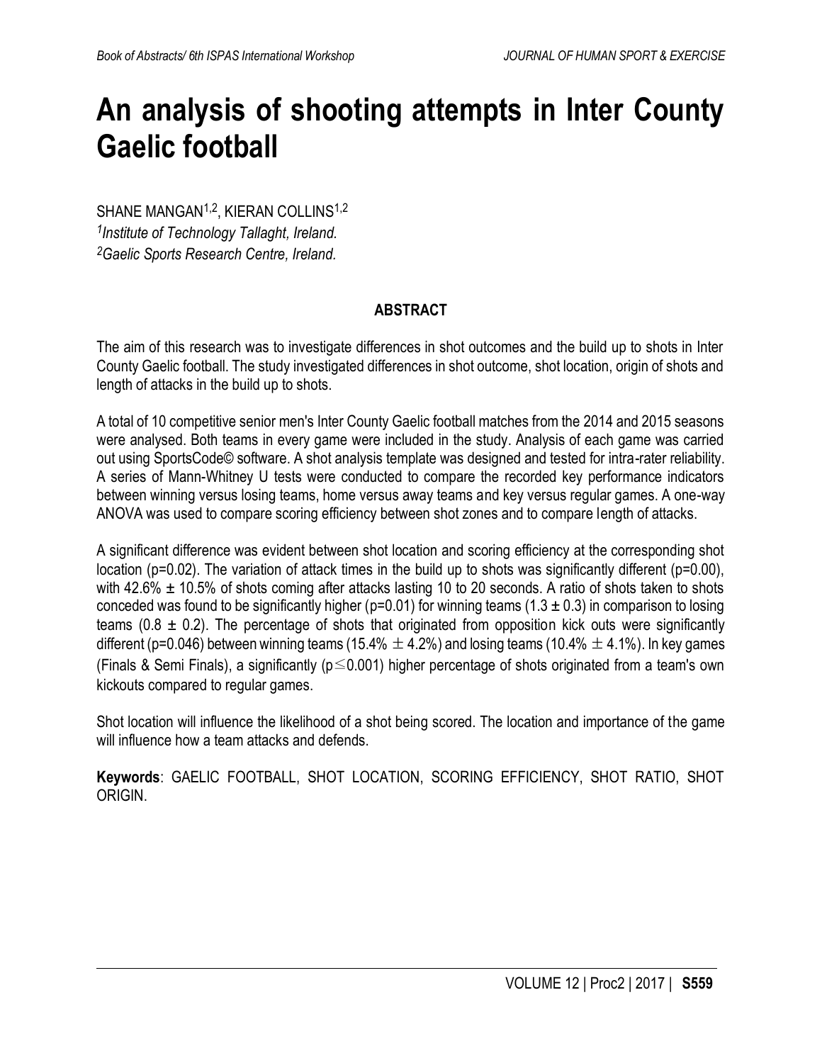# An analysis of shooting attempts in Inter County Gaelic football

SHANE MANGAN[1,2], KIERAN COLLINS[1,2]

[1]*Institute of Technology Tallaght, Ireland.*
[2]*Gaelic Sports Research Centre, Ireland.*

## ABSTRACT

The aim of this research was to investigate differences in shot outcomes and the build up to shots in Inter County Gaelic football. The study investigated differences in shot outcome, shot location, origin of shots and length of attacks in the build up to shots.

A total of 10 competitive senior men's Inter County Gaelic football matches from the 2014 and 2015 seasons were analysed. Both teams in every game were included in the study. Analysis of each game was carried out using SportsCode© software. A shot analysis template was designed and tested for intra-rater reliability. A series of Mann-Whitney U tests were conducted to compare the recorded key performance indicators between winning versus losing teams, home versus away teams and key versus regular games. A one-way ANOVA was used to compare scoring efficiency between shot zones and to compare length of attacks.

A significant difference was evident between shot location and scoring efficiency at the corresponding shot location ($p=0.02$). The variation of attack times in the build up to shots was significantly different ($p=0.00$), with 42.6% ± 10.5% of shots coming after attacks lasting 10 to 20 seconds. A ratio of shots taken to shots conceded was found to be significantly higher ($p=0.01$) for winning teams (1.3 ± 0.3) in comparison to losing teams (0.8 ± 0.2). The percentage of shots that originated from opposition kick outs were significantly different ($p=0.046$) between winning teams (15.4% ± 4.2%) and losing teams (10.4% ± 4.1%). In key games (Finals & Semi Finals), a significantly ($p \leq 0.001$) higher percentage of shots originated from a team's own kickouts compared to regular games.

Shot location will influence the likelihood of a shot being scored. The location and importance of the game will influence how a team attacks and defends.

**Keywords**: GAELIC FOOTBALL, SHOT LOCATION, SCORING EFFICIENCY, SHOT RATIO, SHOT ORIGIN.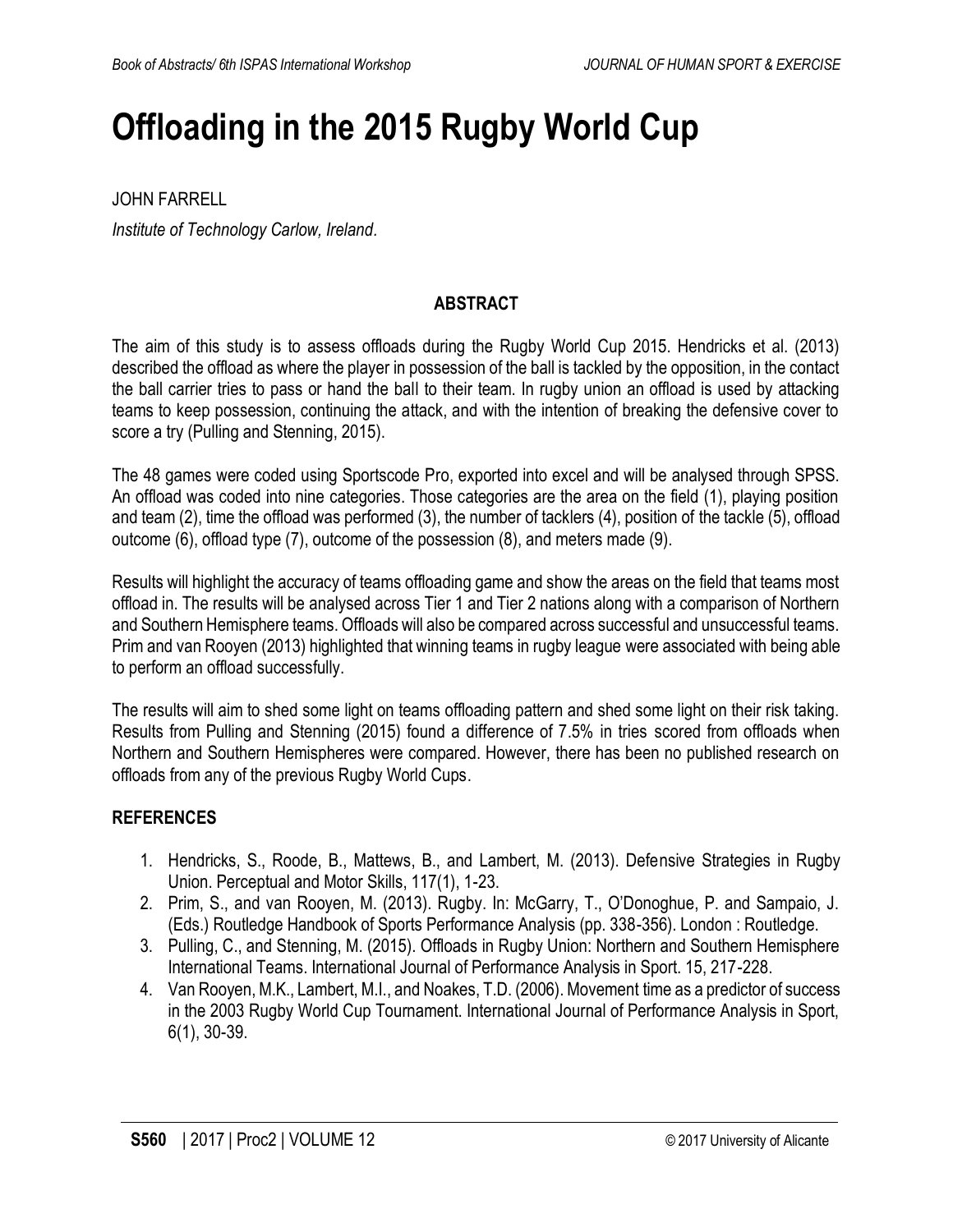# Offloading in the 2015 Rugby World Cup

JOHN FARRELL

*Institute of Technology Carlow, Ireland*.

## ABSTRACT

The aim of this study is to assess offloads during the Rugby World Cup 2015. Hendricks et al. (2013) described the offload as where the player in possession of the ball is tackled by the opposition, in the contact the ball carrier tries to pass or hand the ball to their team. In rugby union an offload is used by attacking teams to keep possession, continuing the attack, and with the intention of breaking the defensive cover to score a try (Pulling and Stenning, 2015).

The 48 games were coded using Sportscode Pro, exported into excel and will be analysed through SPSS. An offload was coded into nine categories. Those categories are the area on the field (1), playing position and team (2), time the offload was performed (3), the number of tacklers (4), position of the tackle (5), offload outcome (6), offload type (7), outcome of the possession (8), and meters made (9).

Results will highlight the accuracy of teams offloading game and show the areas on the field that teams most offload in. The results will be analysed across Tier 1 and Tier 2 nations along with a comparison of Northern and Southern Hemisphere teams. Offloads will also be compared across successful and unsuccessful teams. Prim and van Rooyen (2013) highlighted that winning teams in rugby league were associated with being able to perform an offload successfully.

The results will aim to shed some light on teams offloading pattern and shed some light on their risk taking. Results from Pulling and Stenning (2015) found a difference of 7.5% in tries scored from offloads when Northern and Southern Hemispheres were compared. However, there has been no published research on offloads from any of the previous Rugby World Cups.

## REFERENCES

1. Hendricks, S., Roode, B., Mattews, B., and Lambert, M. (2013). Defensive Strategies in Rugby Union. Perceptual and Motor Skills, 117(1), 1-23.
2. Prim, S., and van Rooyen, M. (2013). Rugby. In: McGarry, T., O'Donoghue, P. and Sampaio, J. (Eds.) Routledge Handbook of Sports Performance Analysis (pp. 338-356). London : Routledge.
3. Pulling, C., and Stenning, M. (2015). Offloads in Rugby Union: Northern and Southern Hemisphere International Teams. International Journal of Performance Analysis in Sport. 15, 217-228.
4. Van Rooyen, M.K., Lambert, M.I., and Noakes, T.D. (2006). Movement time as a predictor of success in the 2003 Rugby World Cup Tournament. International Journal of Performance Analysis in Sport, 6(1), 30-39.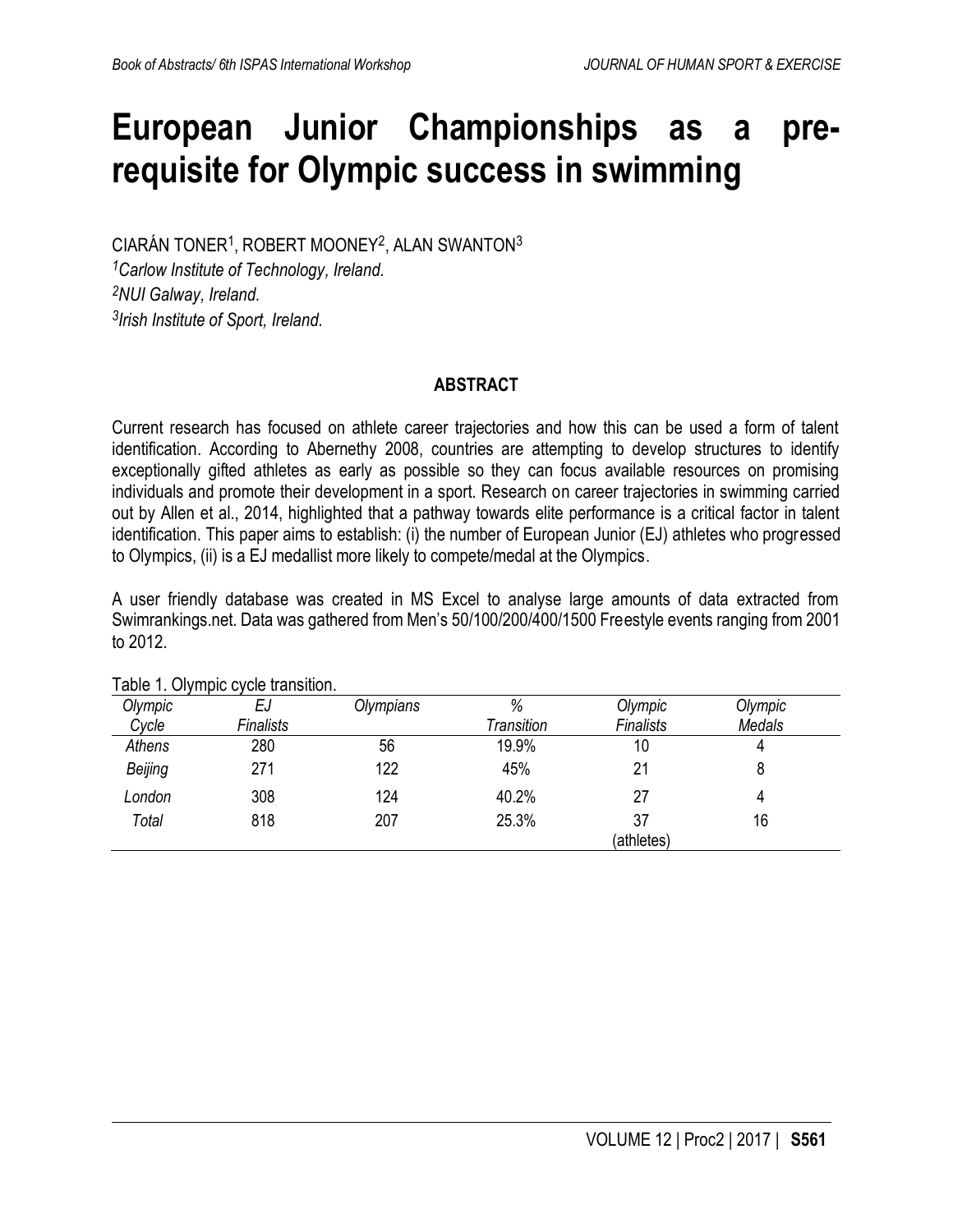# European Junior Championships as a pre-requisite for Olympic success in swimming

CIARÁN TONER[1], ROBERT MOONEY[2], ALAN SWANTON[3]

[1]*Carlow Institute of Technology, Ireland.*
[2]*NUI Galway, Ireland.*
[3]*Irish Institute of Sport, Ireland.*

## ABSTRACT

Current research has focused on athlete career trajectories and how this can be used a form of talent identification. According to Abernethy 2008, countries are attempting to develop structures to identify exceptionally gifted athletes as early as possible so they can focus available resources on promising individuals and promote their development in a sport. Research on career trajectories in swimming carried out by Allen et al., 2014, highlighted that a pathway towards elite performance is a critical factor in talent identification. This paper aims to establish: (i) the number of European Junior (EJ) athletes who progressed to Olympics, (ii) is a EJ medallist more likely to compete/medal at the Olympics.

A user friendly database was created in MS Excel to analyse large amounts of data extracted from Swimrankings.net. Data was gathered from Men's 50/100/200/400/1500 Freestyle events ranging from 2001 to 2012.

Table 1. Olympic cycle transition.

| *Olympic Cycle* | *EJ Finalists* | *Olympians* | *% Transition* | *Olympic Finalists* | *Olympic Medals* |
|---|---|---|---|---|---|
| *Athens* | 280 | 56 | 19.9% | 10 | 4 |
| *Beijing* | 271 | 122 | 45% | 21 | 8 |
| *London* | 308 | 124 | 40.2% | 27 | 4 |
| *Total* | 818 | 207 | 25.3% | 37 (athletes) | 16 |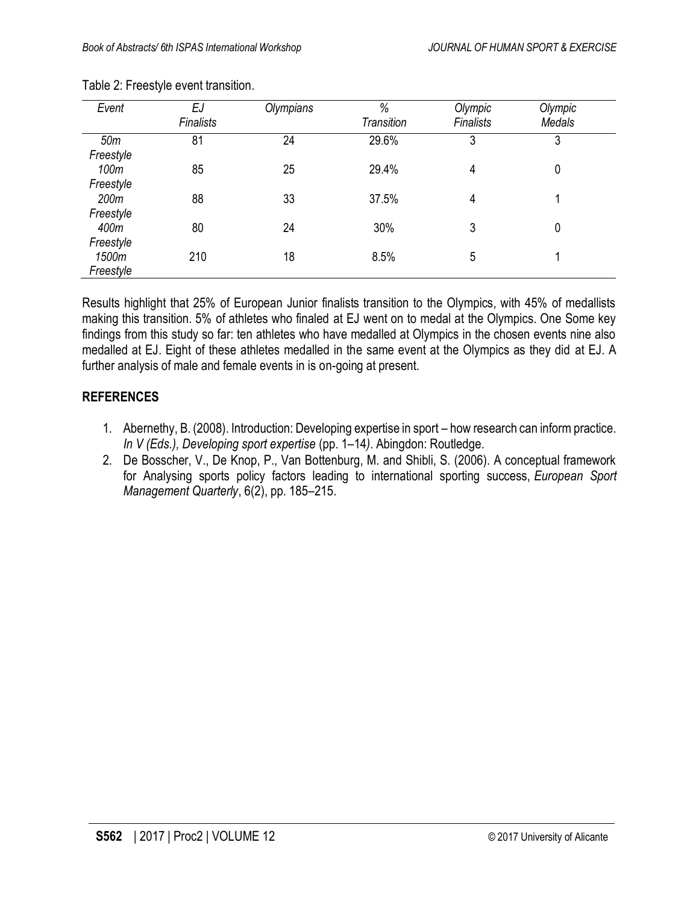Table 2: Freestyle event transition.

| *Event* | *EJ Finalists* | *Olympians* | *% Transition* | *Olympic Finalists* | *Olympic Medals* |
|---|---|---|---|---|---|
| *50m Freestyle* | 81 | 24 | 29.6% | 3 | 3 |
| *100m Freestyle* | 85 | 25 | 29.4% | 4 | 0 |
| *200m Freestyle* | 88 | 33 | 37.5% | 4 | 1 |
| *400m Freestyle* | 80 | 24 | 30% | 3 | 0 |
| *1500m Freestyle* | 210 | 18 | 8.5% | 5 | 1 |

Results highlight that 25% of European Junior finalists transition to the Olympics, with 45% of medallists making this transition. 5% of athletes who finaled at EJ went on to medal at the Olympics. One Some key findings from this study so far: ten athletes who have medalled at Olympics in the chosen events nine also medalled at EJ. Eight of these athletes medalled in the same event at the Olympics as they did at EJ. A further analysis of male and female events in is on-going at present.

## REFERENCES

1. Abernethy, B. (2008). Introduction: Developing expertise in sport – how research can inform practice. *In V (Eds.), Developing sport expertise* (pp. 1–14*)*. Abingdon: Routledge.
2. De Bosscher, V., De Knop, P., Van Bottenburg, M. and Shibli, S. (2006). A conceptual framework for Analysing sports policy factors leading to international sporting success, *European Sport Management Quarterly*, 6(2), pp. 185–215.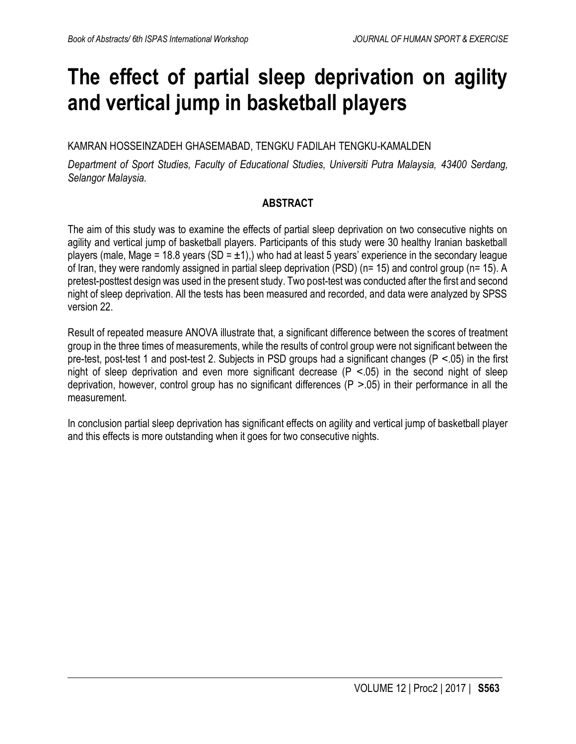# The effect of partial sleep deprivation on agility and vertical jump in basketball players

KAMRAN HOSSEINZADEH GHASEMABAD, TENGKU FADILAH TENGKU-KAMALDEN

*Department of Sport Studies, Faculty of Educational Studies, Universiti Putra Malaysia, 43400 Serdang, Selangor Malaysia.*

## ABSTRACT

The aim of this study was to examine the effects of partial sleep deprivation on two consecutive nights on agility and vertical jump of basketball players. Participants of this study were 30 healthy Iranian basketball players (male, Mage = 18.8 years (SD = ±1),) who had at least 5 years' experience in the secondary league of Iran, they were randomly assigned in partial sleep deprivation (PSD) (n= 15) and control group (n= 15). A pretest-posttest design was used in the present study. Two post-test was conducted after the first and second night of sleep deprivation. All the tests has been measured and recorded, and data were analyzed by SPSS version 22.

Result of repeated measure ANOVA illustrate that, a significant difference between the scores of treatment group in the three times of measurements, while the results of control group were not significant between the pre-test, post-test 1 and post-test 2. Subjects in PSD groups had a significant changes ($P < .05$) in the first night of sleep deprivation and even more significant decrease ($P < .05$) in the second night of sleep deprivation, however, control group has no significant differences ($P > .05$) in their performance in all the measurement.

In conclusion partial sleep deprivation has significant effects on agility and vertical jump of basketball player and this effects is more outstanding when it goes for two consecutive nights.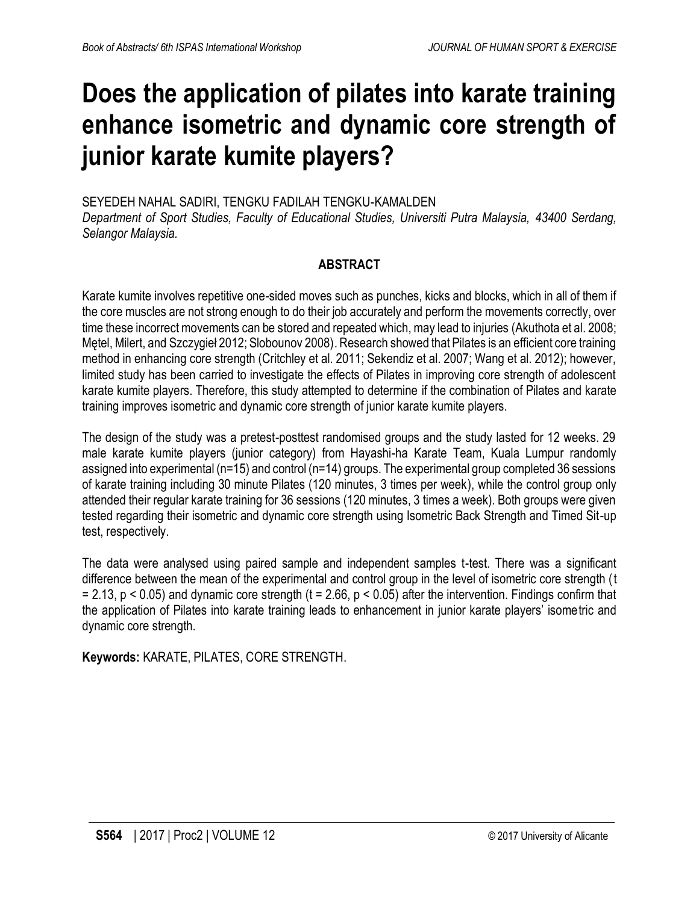# Does the application of pilates into karate training enhance isometric and dynamic core strength of junior karate kumite players?

SEYEDEH NAHAL SADIRI, TENGKU FADILAH TENGKU-KAMALDEN

*Department of Sport Studies, Faculty of Educational Studies, Universiti Putra Malaysia, 43400 Serdang, Selangor Malaysia.*

## ABSTRACT

Karate kumite involves repetitive one-sided moves such as punches, kicks and blocks, which in all of them if the core muscles are not strong enough to do their job accurately and perform the movements correctly, over time these incorrect movements can be stored and repeated which, may lead to injuries (Akuthota et al. 2008; Mętel, Milert, and Szczygieł 2012; Slobounov 2008). Research showed that Pilates is an efficient core training method in enhancing core strength (Critchley et al. 2011; Sekendiz et al. 2007; Wang et al. 2012); however, limited study has been carried to investigate the effects of Pilates in improving core strength of adolescent karate kumite players. Therefore, this study attempted to determine if the combination of Pilates and karate training improves isometric and dynamic core strength of junior karate kumite players.

The design of the study was a pretest-posttest randomised groups and the study lasted for 12 weeks. 29 male karate kumite players (junior category) from Hayashi-ha Karate Team, Kuala Lumpur randomly assigned into experimental (n=15) and control (n=14) groups. The experimental group completed 36 sessions of karate training including 30 minute Pilates (120 minutes, 3 times per week), while the control group only attended their regular karate training for 36 sessions (120 minutes, 3 times a week). Both groups were given tested regarding their isometric and dynamic core strength using Isometric Back Strength and Timed Sit-up test, respectively.

The data were analysed using paired sample and independent samples t-test. There was a significant difference between the mean of the experimental and control group in the level of isometric core strength ($t = 2.13$, $p < 0.05$) and dynamic core strength ($t = 2.66$, $p < 0.05$) after the intervention. Findings confirm that the application of Pilates into karate training leads to enhancement in junior karate players' isometric and dynamic core strength.

**Keywords:** KARATE, PILATES, CORE STRENGTH.